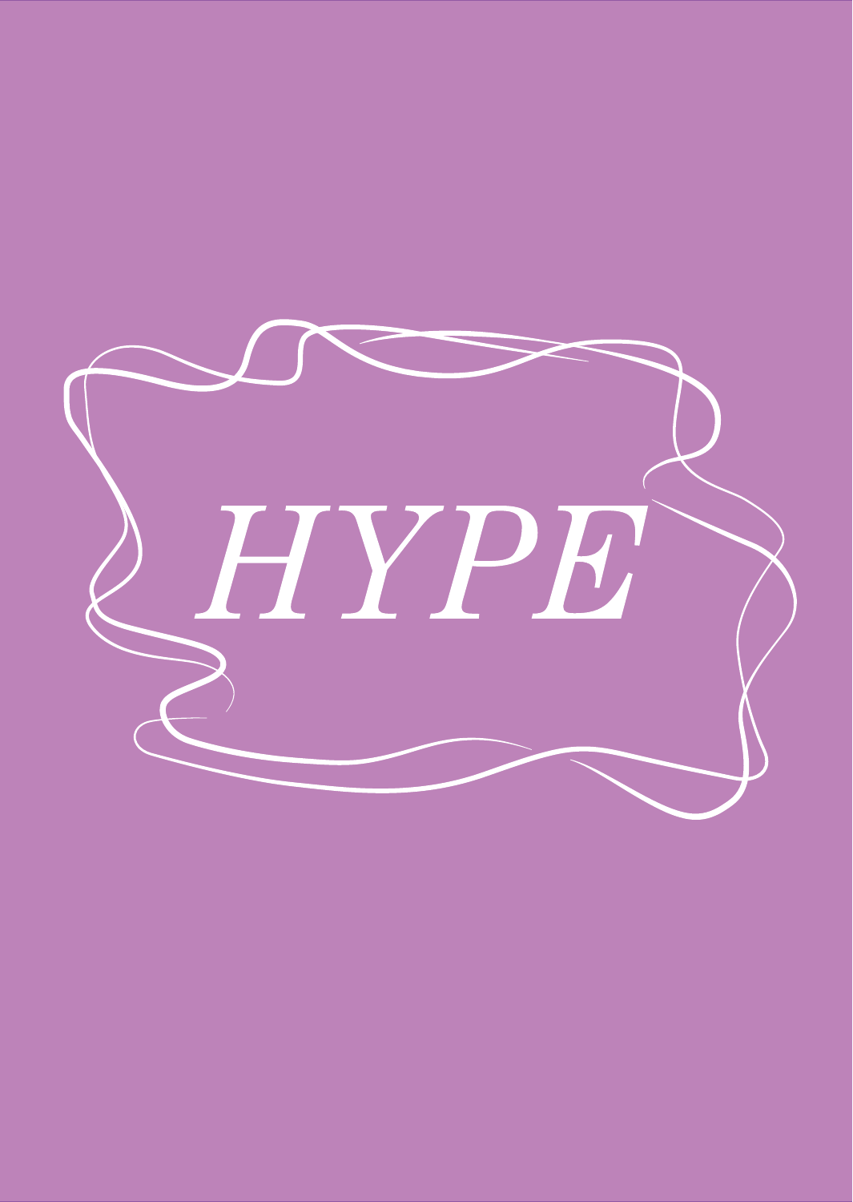# *HYPE*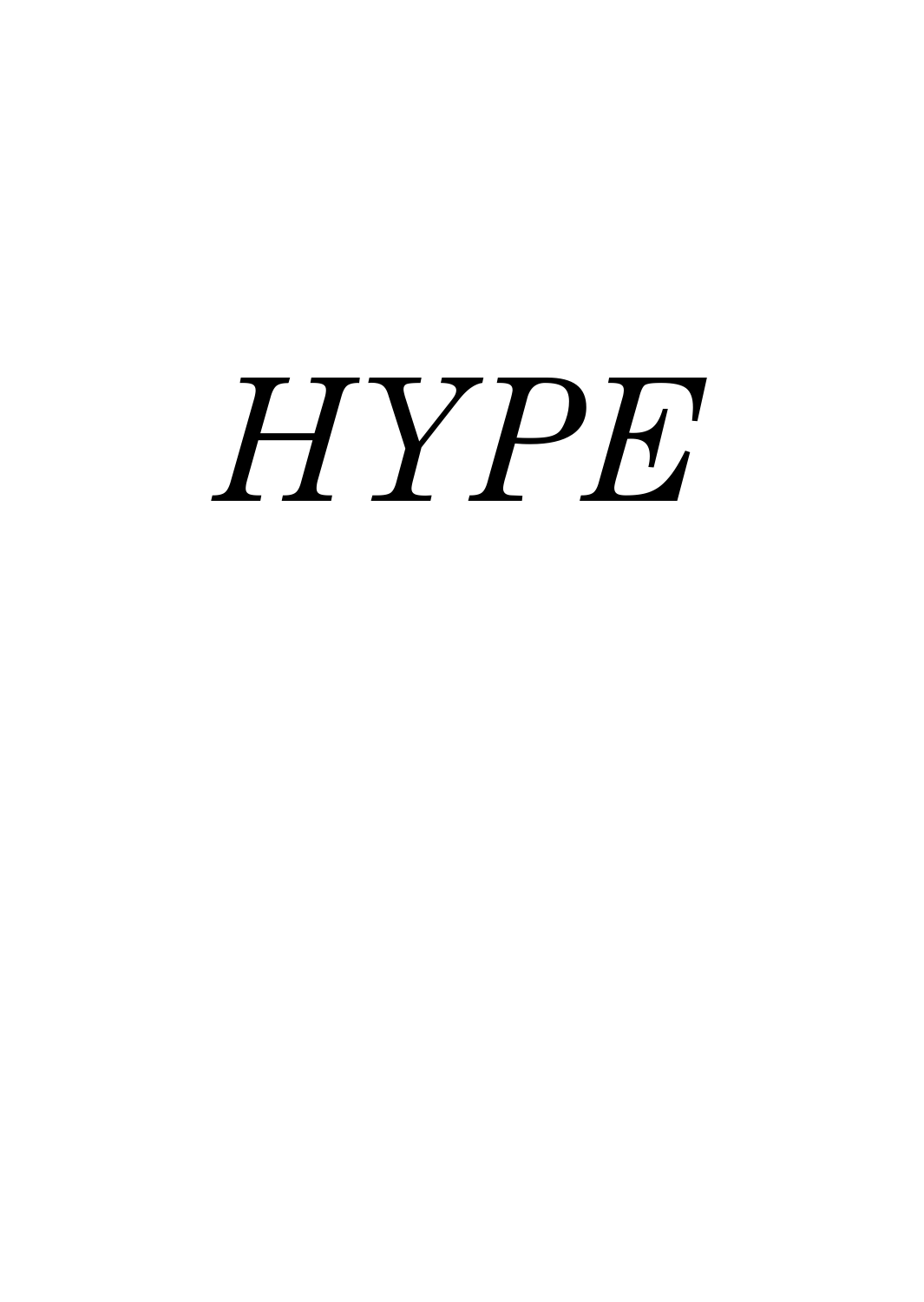# *HYPE*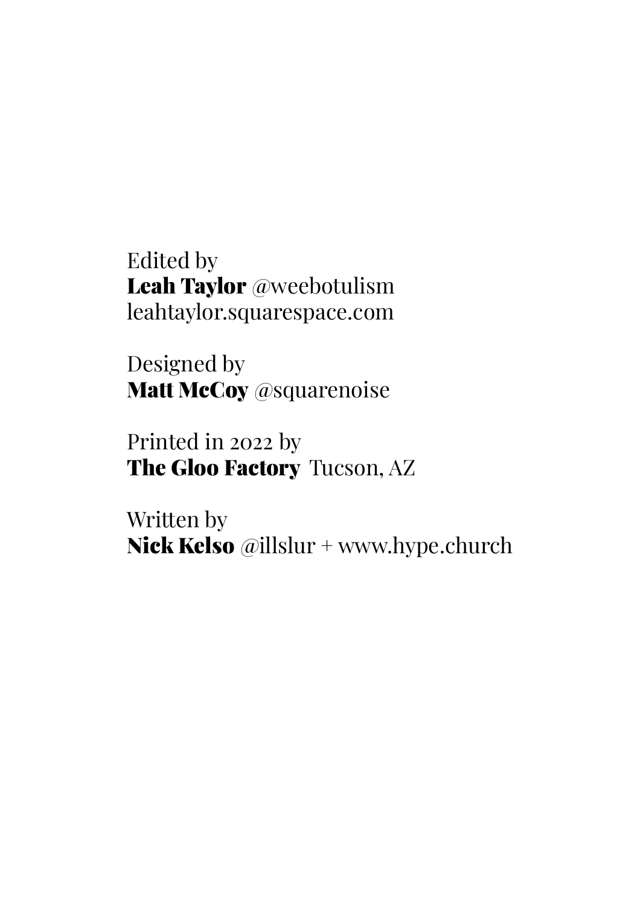Edited by
**Leah Taylor** @weebotulism
leahtaylor.squarespace.com

Designed by
**Matt McCoy** @squarenoise

Printed in 2022 by
**The Gloo Factory** Tucson, AZ

Written by
**Nick Kelso** @illslur + www.hype.church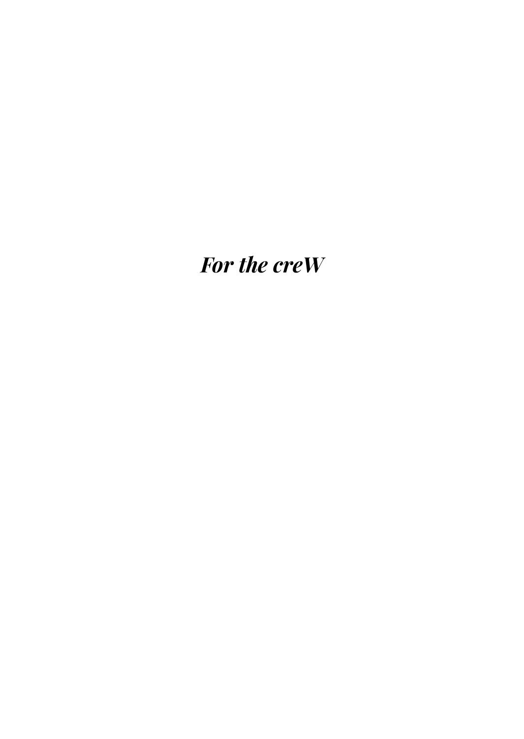***For the creW***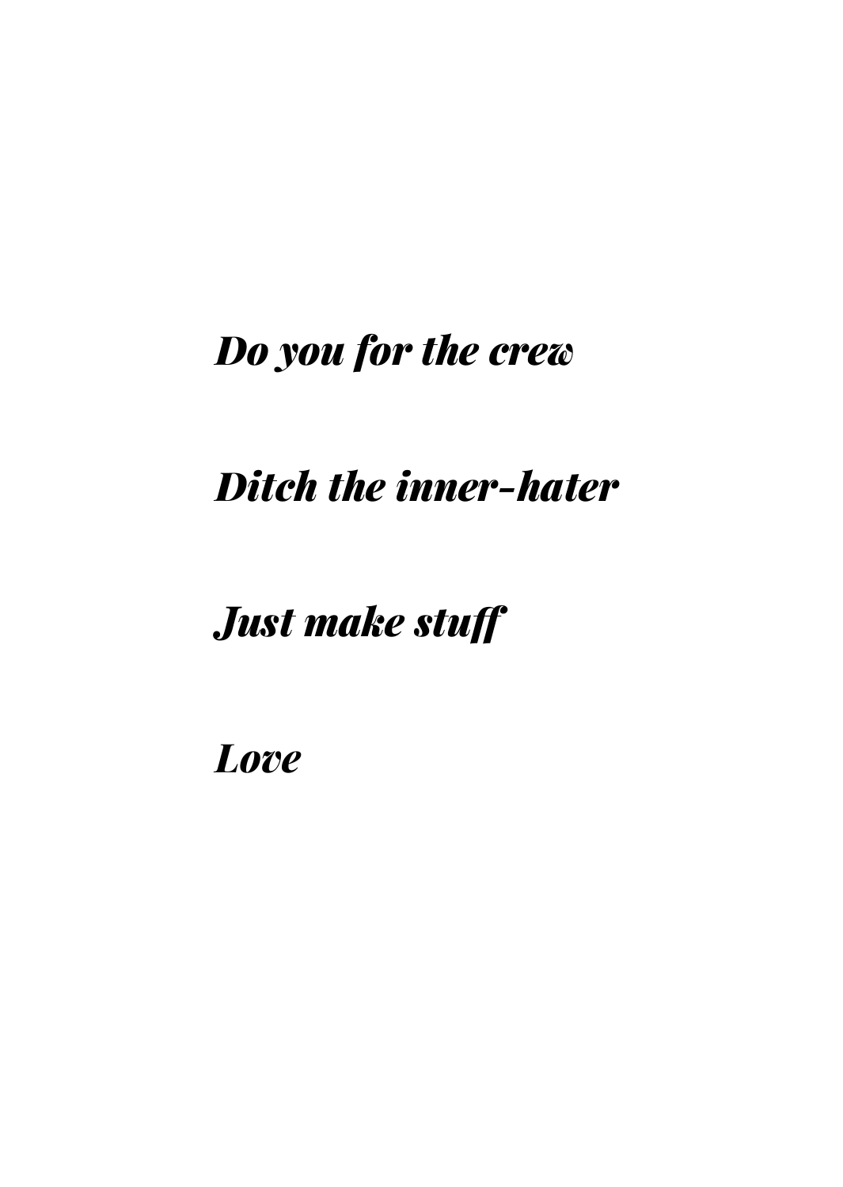*Do you for the crew*

*Ditch the inner-hater*

*Just make stuff*

*Love*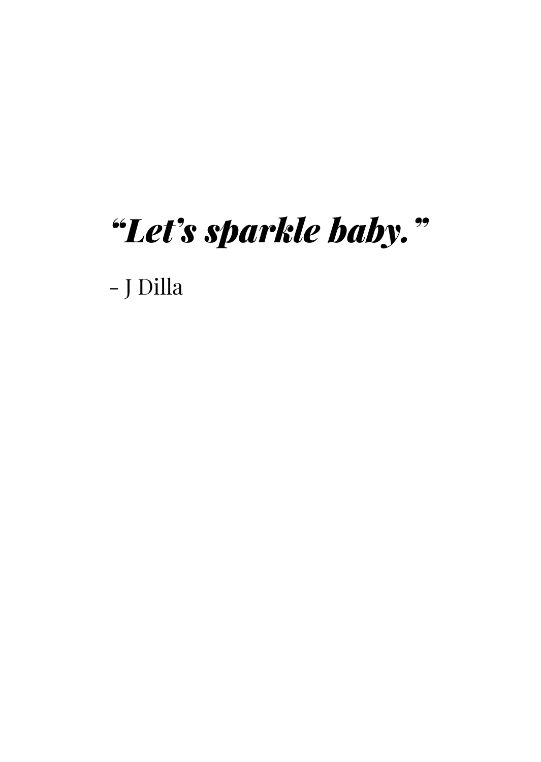***"Let's sparkle baby."***

- J Dilla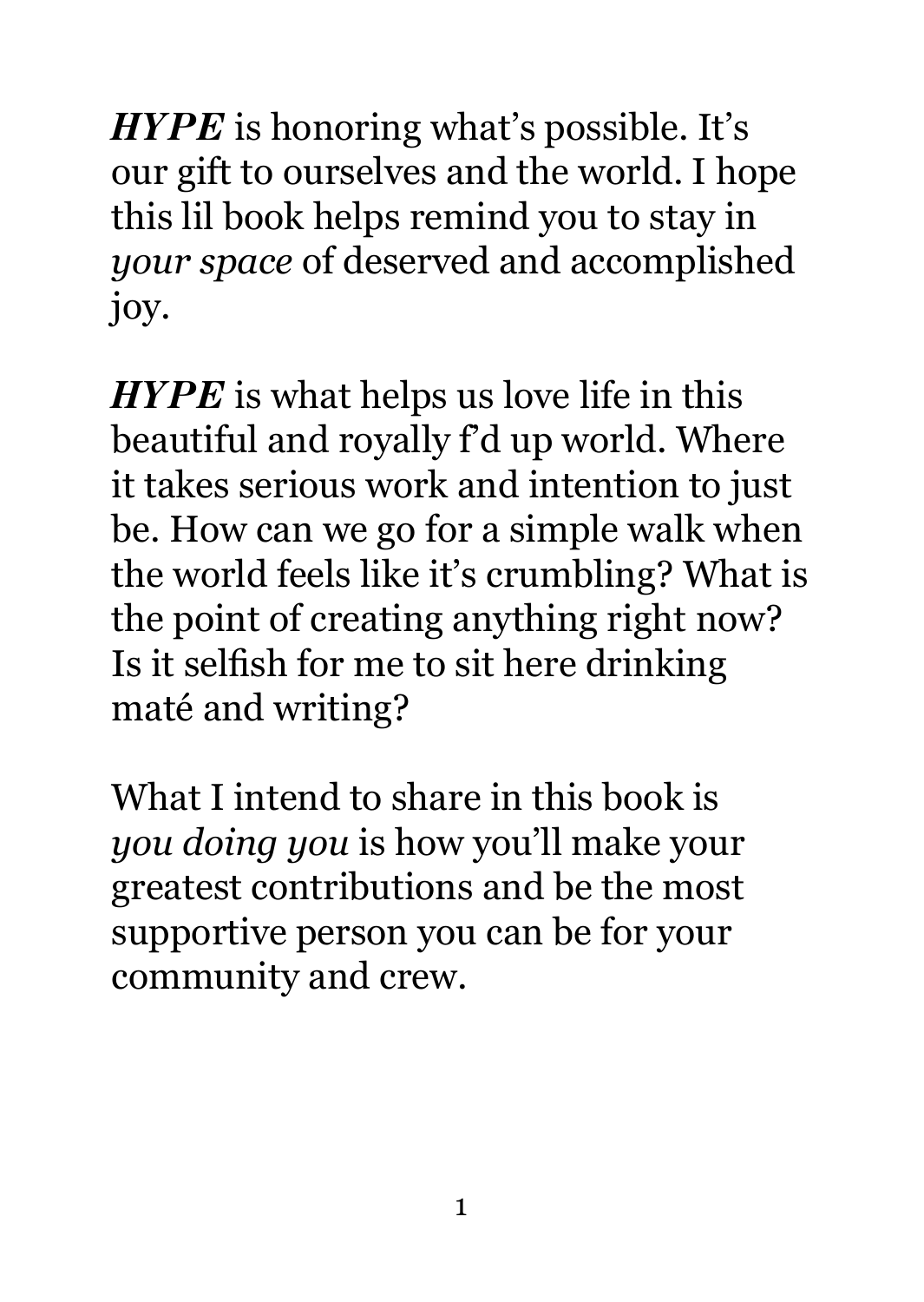***HYPE*** is honoring what's possible. It's our gift to ourselves and the world. I hope this lil book helps remind you to stay in *your space* of deserved and accomplished joy.

***HYPE*** is what helps us love life in this beautiful and royally f'd up world. Where it takes serious work and intention to just be. How can we go for a simple walk when the world feels like it's crumbling? What is the point of creating anything right now? Is it selfish for me to sit here drinking maté and writing?

What I intend to share in this book is *you doing you* is how you'll make your greatest contributions and be the most supportive person you can be for your community and crew.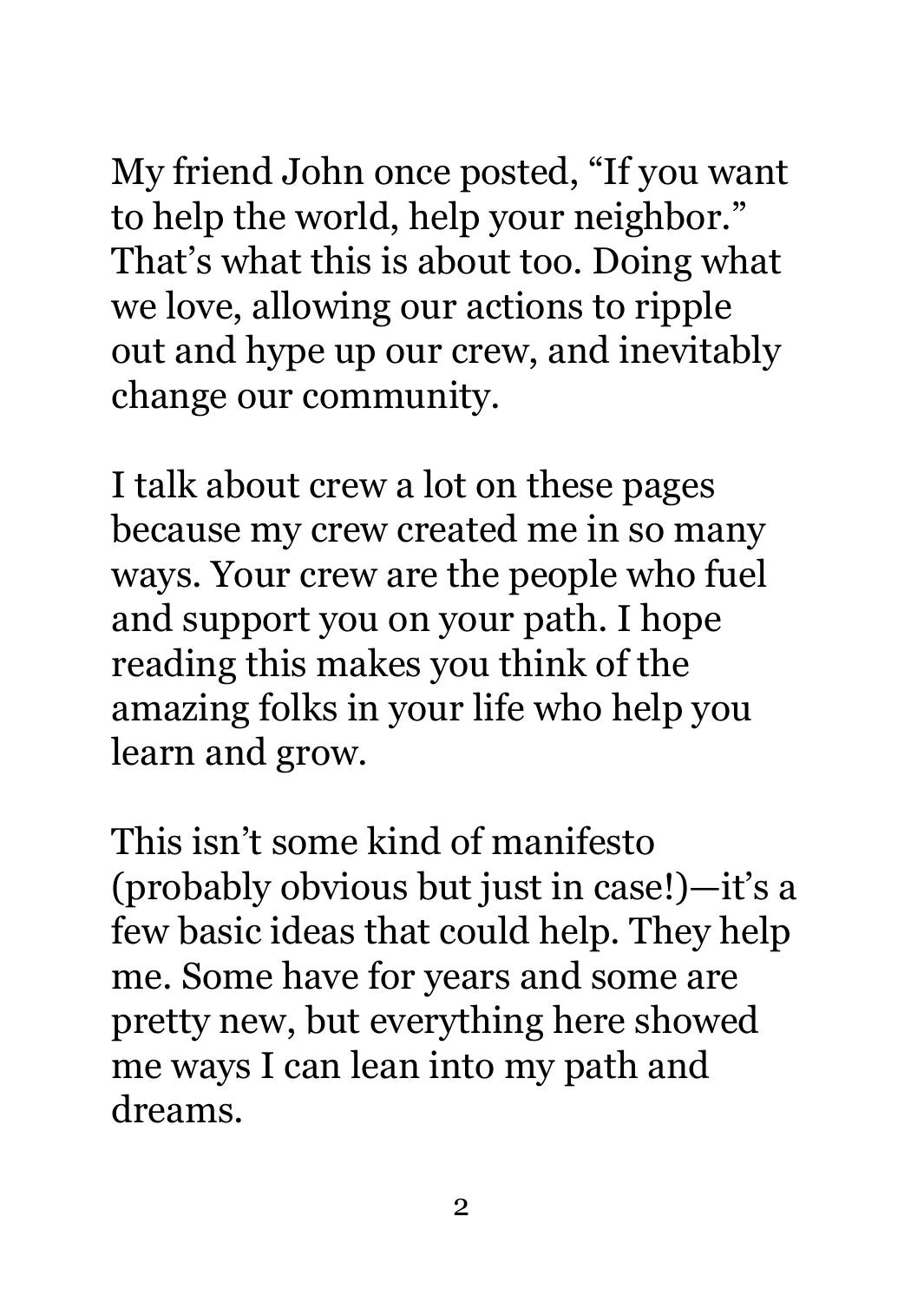My friend John once posted, “If you want to help the world, help your neighbor.” That’s what this is about too. Doing what we love, allowing our actions to ripple out and hype up our crew, and inevitably change our community.

I talk about crew a lot on these pages because my crew created me in so many ways. Your crew are the people who fuel and support you on your path. I hope reading this makes you think of the amazing folks in your life who help you learn and grow.

This isn’t some kind of manifesto (probably obvious but just in case!)—it’s a few basic ideas that could help. They help me. Some have for years and some are pretty new, but everything here showed me ways I can lean into my path and dreams.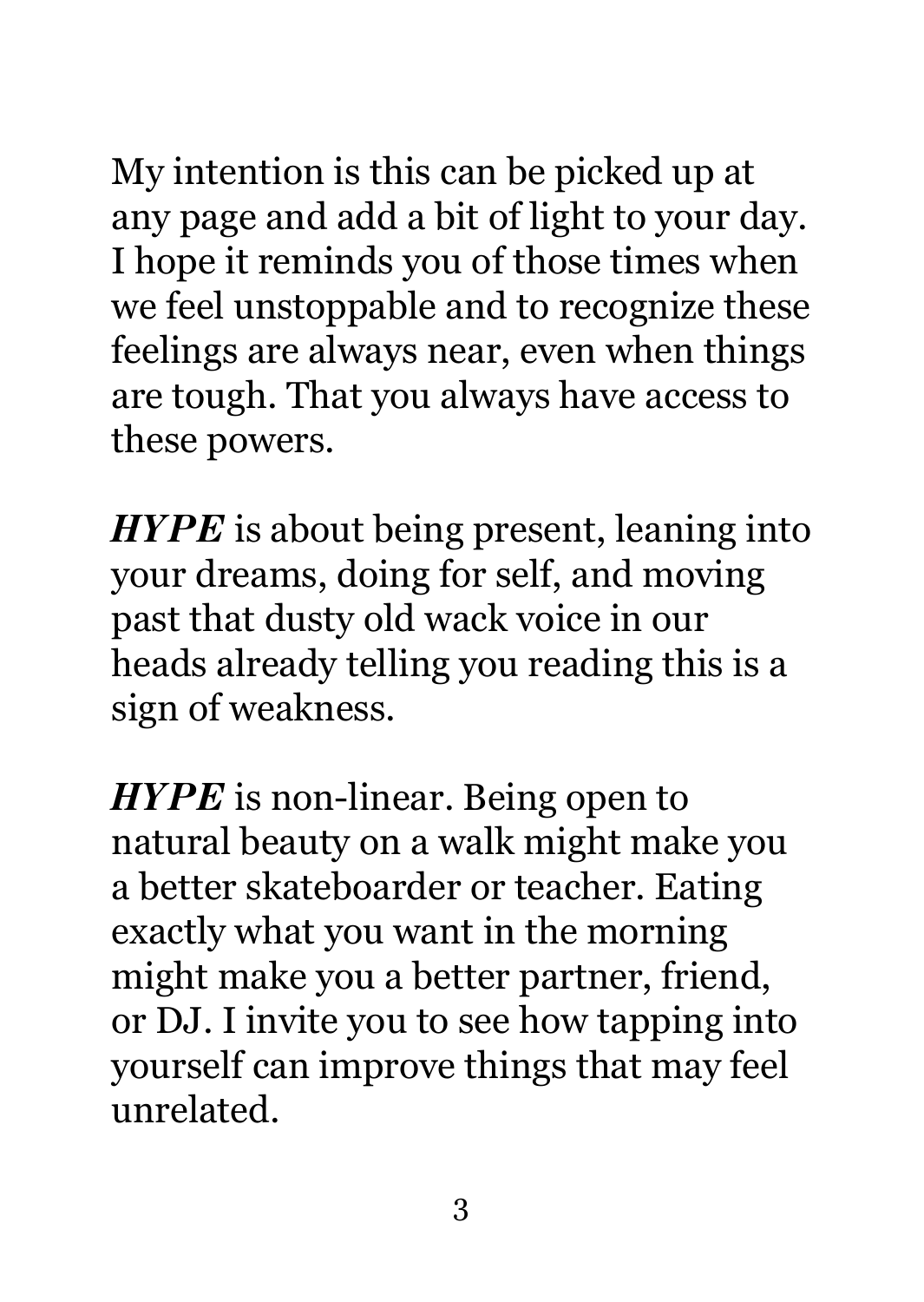My intention is this can be picked up at any page and add a bit of light to your day. I hope it reminds you of those times when we feel unstoppable and to recognize these feelings are always near, even when things are tough. That you always have access to these powers.

***HYPE*** is about being present, leaning into your dreams, doing for self, and moving past that dusty old wack voice in our heads already telling you reading this is a sign of weakness.

***HYPE*** is non-linear. Being open to natural beauty on a walk might make you a better skateboarder or teacher. Eating exactly what you want in the morning might make you a better partner, friend, or DJ. I invite you to see how tapping into yourself can improve things that may feel unrelated.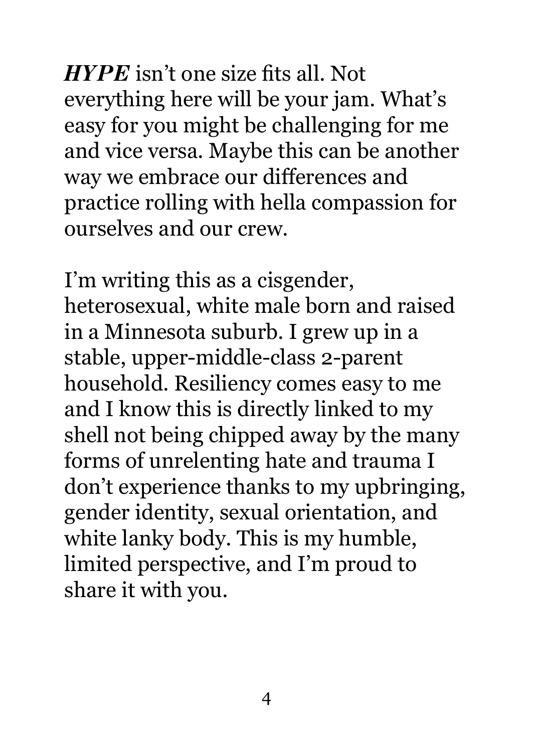***HYPE*** isn't one size fits all. Not everything here will be your jam. What's easy for you might be challenging for me and vice versa. Maybe this can be another way we embrace our differences and practice rolling with hella compassion for ourselves and our crew.

I'm writing this as a cisgender, heterosexual, white male born and raised in a Minnesota suburb. I grew up in a stable, upper-middle-class 2-parent household. Resiliency comes easy to me and I know this is directly linked to my shell not being chipped away by the many forms of unrelenting hate and trauma I don't experience thanks to my upbringing, gender identity, sexual orientation, and white lanky body. This is my humble, limited perspective, and I'm proud to share it with you.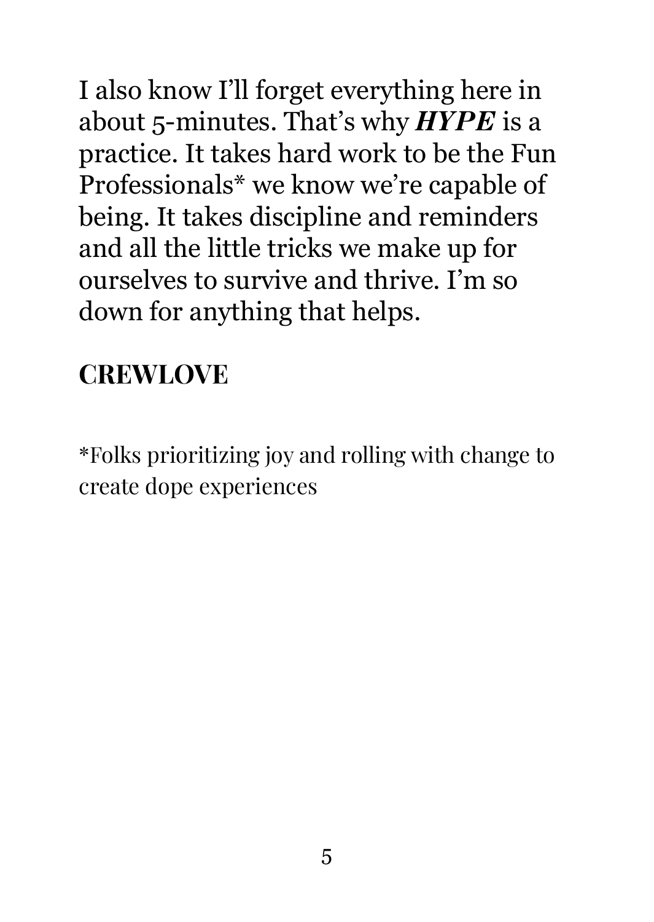I also know I'll forget everything here in about 5-minutes. That's why ***HYPE*** is a practice. It takes hard work to be the Fun Professionals* we know we're capable of being. It takes discipline and reminders and all the little tricks we make up for ourselves to survive and thrive. I'm so down for anything that helps.

**CREWLOVE**

*Folks prioritizing joy and rolling with change to create dope experiences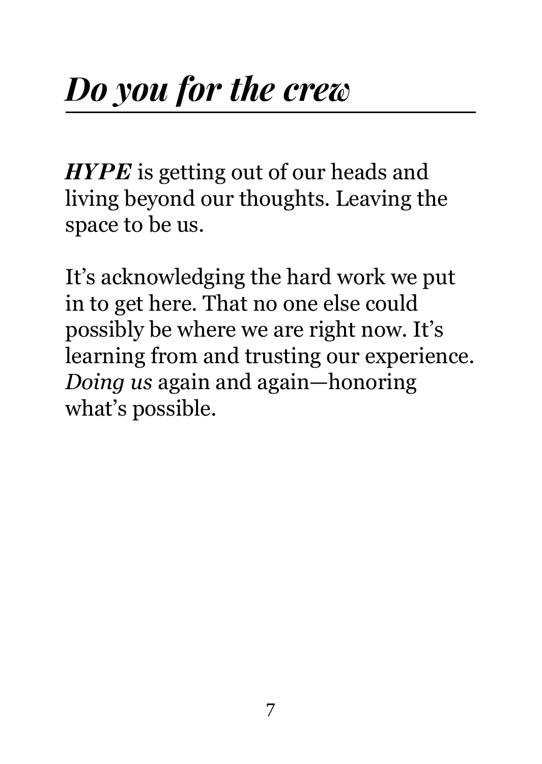# *Do you for the crew*

***HYPE*** is getting out of our heads and living beyond our thoughts. Leaving the space to be us.

It's acknowledging the hard work we put in to get here. That no one else could possibly be where we are right now. It's learning from and trusting our experience. *Doing us* again and again—honoring what's possible.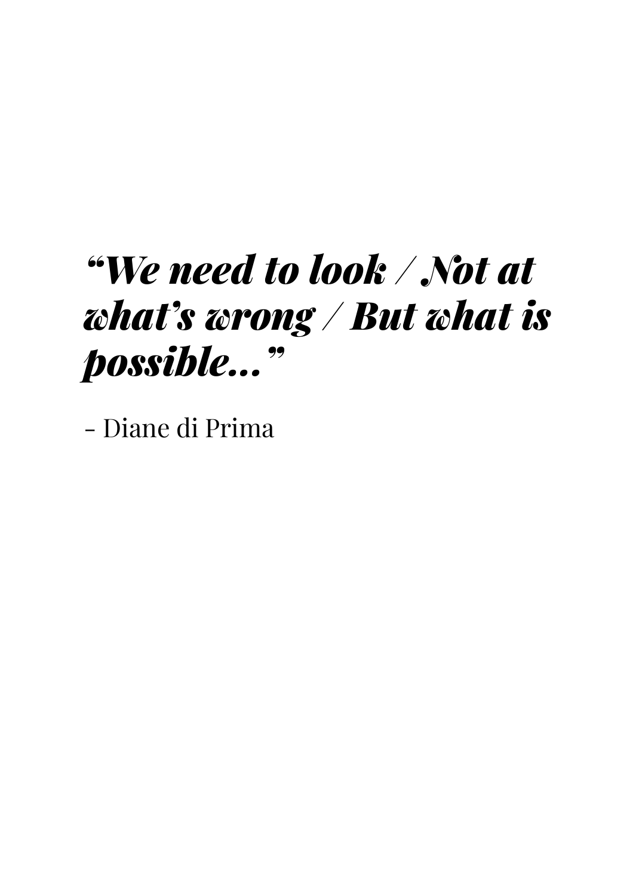***"We need to look / Not at what's wrong / But what is possible..."***

- Diane di Prima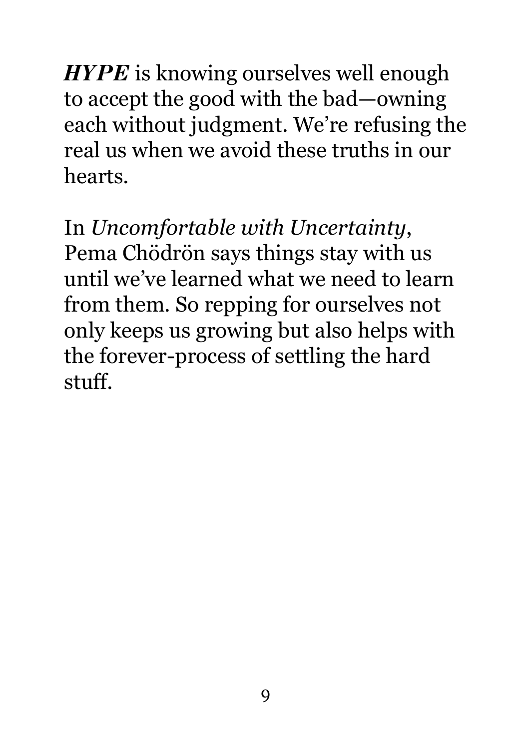***HYPE*** is knowing ourselves well enough to accept the good with the bad—owning each without judgment. We're refusing the real us when we avoid these truths in our hearts.

In *Uncomfortable with Uncertainty*, Pema Chödrön says things stay with us until we've learned what we need to learn from them. So repping for ourselves not only keeps us growing but also helps with the forever-process of settling the hard stuff.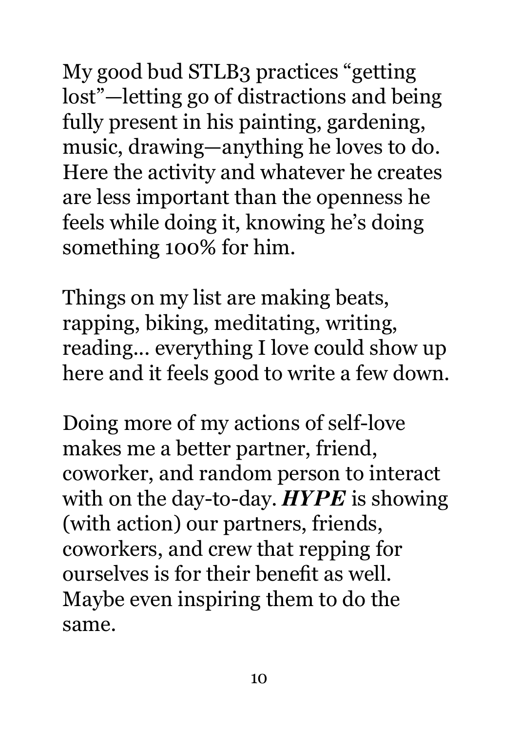My good bud STLB3 practices "getting lost"—letting go of distractions and being fully present in his painting, gardening, music, drawing—anything he loves to do. Here the activity and whatever he creates are less important than the openness he feels while doing it, knowing he's doing something 100% for him.

Things on my list are making beats, rapping, biking, meditating, writing, reading... everything I love could show up here and it feels good to write a few down.

Doing more of my actions of self-love makes me a better partner, friend, coworker, and random person to interact with on the day-to-day. ***HYPE*** is showing (with action) our partners, friends, coworkers, and crew that repping for ourselves is for their benefit as well. Maybe even inspiring them to do the same.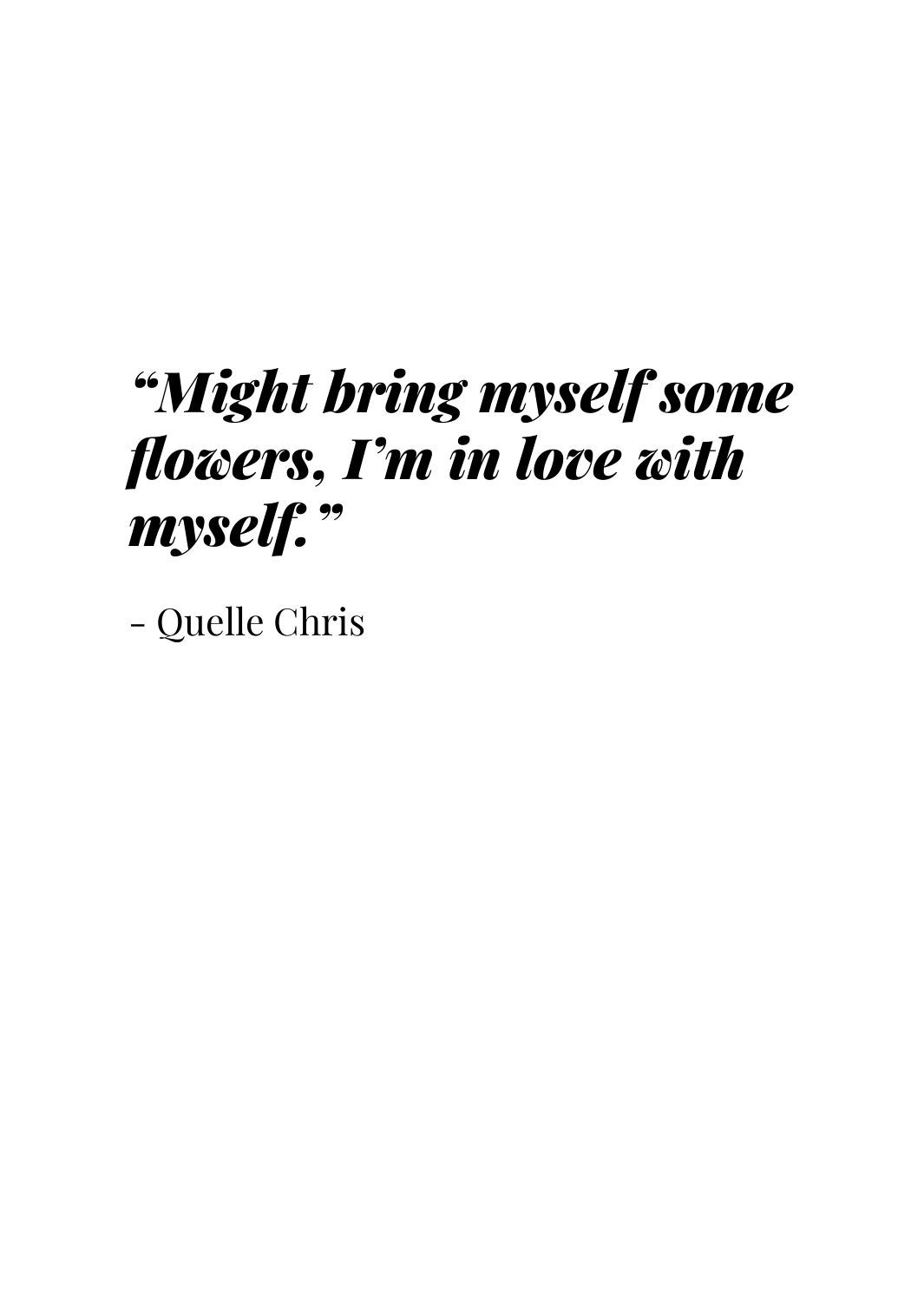***"Might bring myself some flowers, I'm in love with myself."***

- Quelle Chris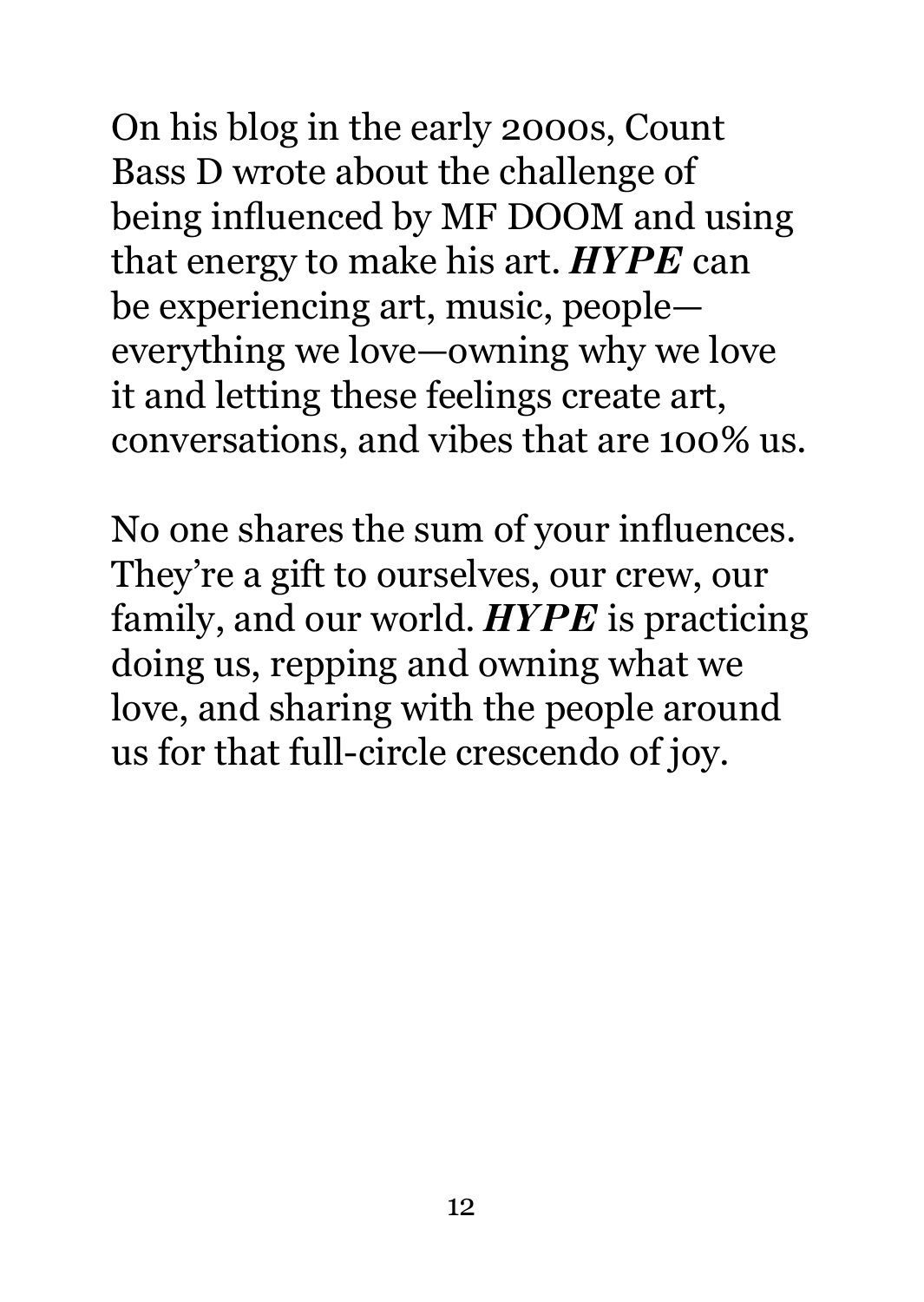On his blog in the early 2000s, Count Bass D wrote about the challenge of being influenced by MF DOOM and using that energy to make his art. ***HYPE*** can be experiencing art, music, people—everything we love—owning why we love it and letting these feelings create art, conversations, and vibes that are 100% us.

No one shares the sum of your influences. They're a gift to ourselves, our crew, our family, and our world. ***HYPE*** is practicing doing us, repping and owning what we love, and sharing with the people around us for that full-circle crescendo of joy.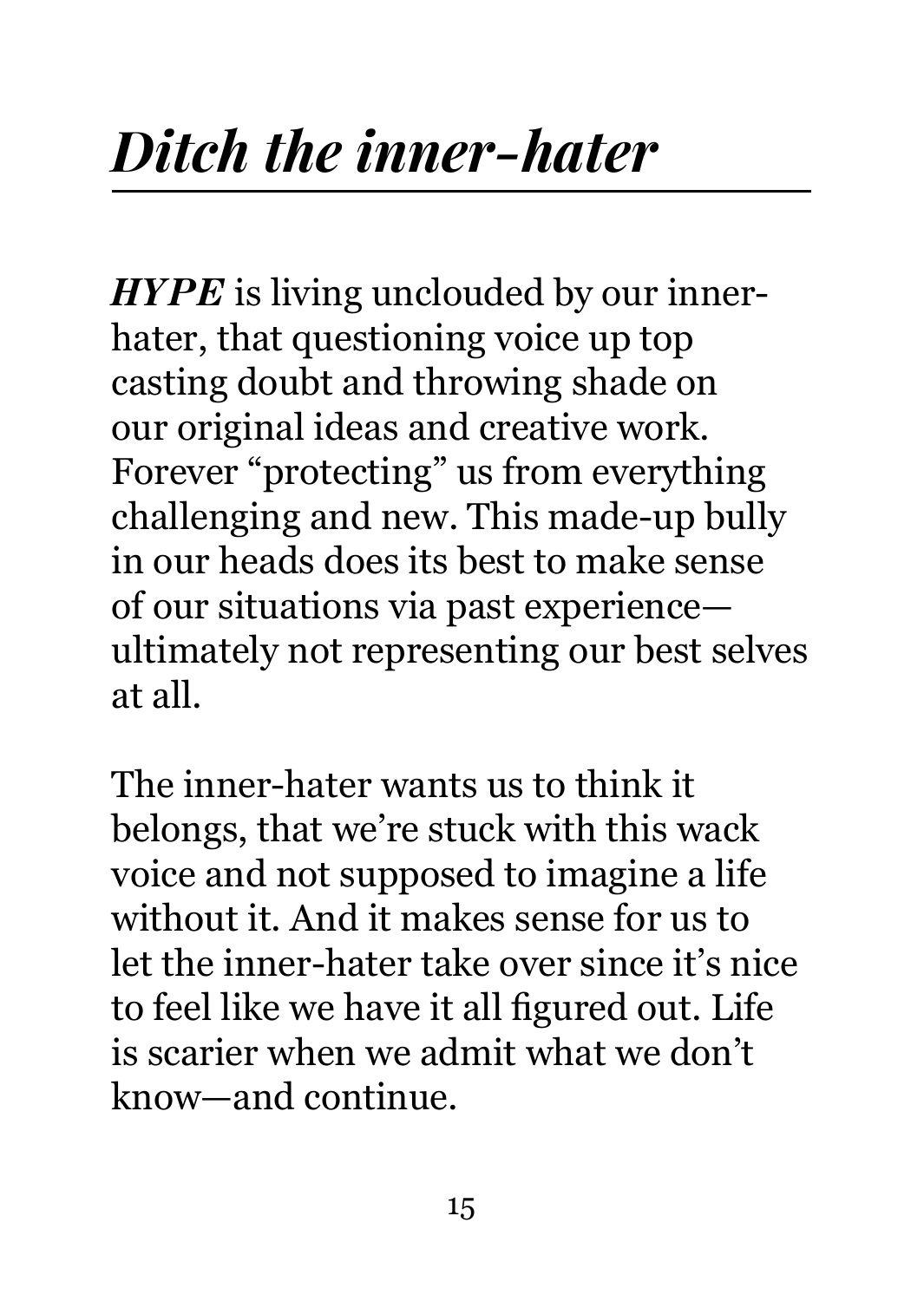# *Ditch the inner-hater*

***HYPE*** is living unclouded by our inner-hater, that questioning voice up top casting doubt and throwing shade on our original ideas and creative work. Forever "protecting" us from everything challenging and new. This made-up bully in our heads does its best to make sense of our situations via past experience—ultimately not representing our best selves at all.

The inner-hater wants us to think it belongs, that we're stuck with this wack voice and not supposed to imagine a life without it. And it makes sense for us to let the inner-hater take over since it's nice to feel like we have it all figured out. Life is scarier when we admit what we don't know—and continue.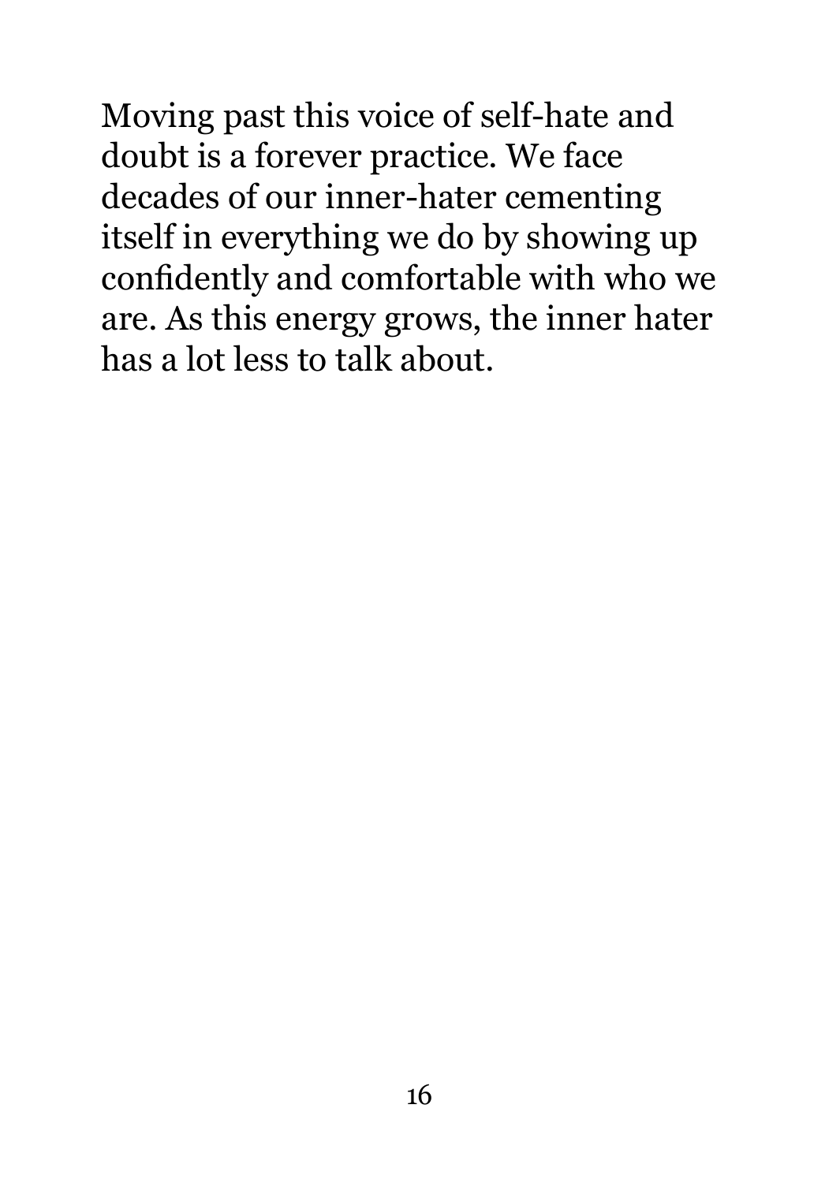Moving past this voice of self-hate and doubt is a forever practice. We face decades of our inner-hater cementing itself in everything we do by showing up confidently and comfortable with who we are. As this energy grows, the inner hater has a lot less to talk about.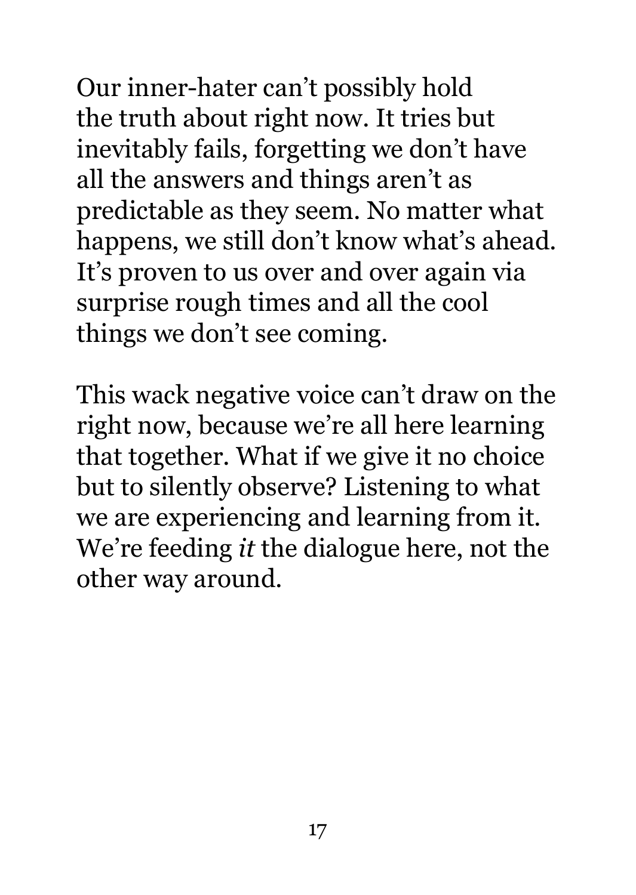Our inner-hater can't possibly hold the truth about right now. It tries but inevitably fails, forgetting we don't have all the answers and things aren't as predictable as they seem. No matter what happens, we still don't know what's ahead. It's proven to us over and over again via surprise rough times and all the cool things we don't see coming.

This wack negative voice can't draw on the right now, because we're all here learning that together. What if we give it no choice but to silently observe? Listening to what we are experiencing and learning from it. We're feeding *it* the dialogue here, not the other way around.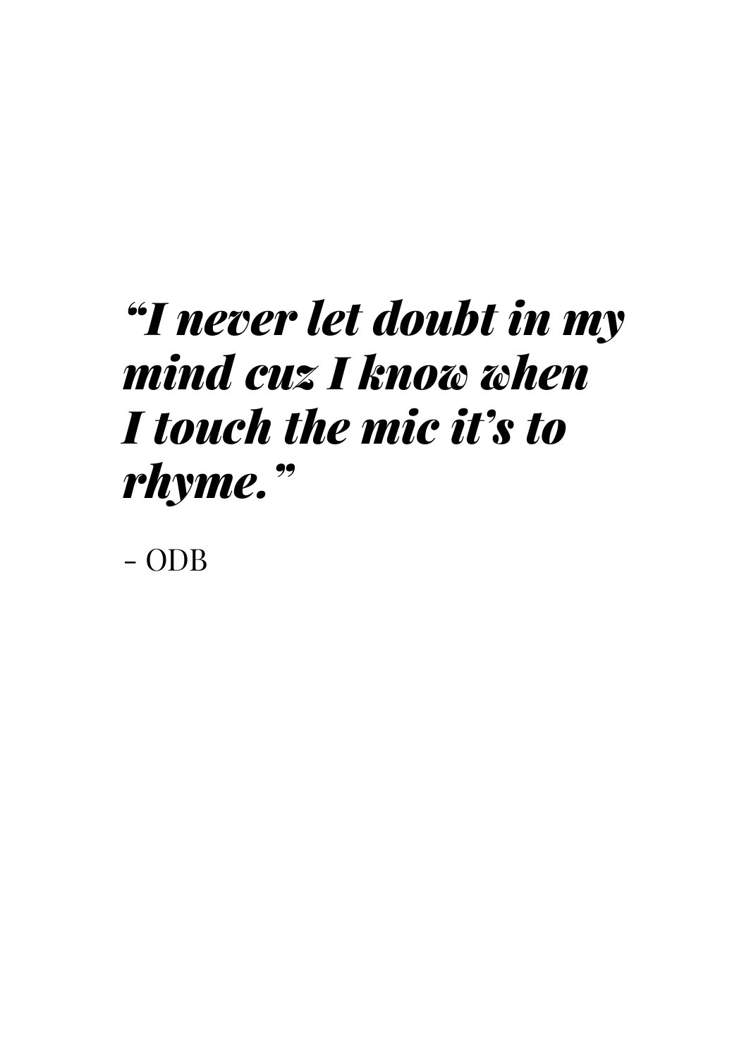*“I never let doubt in my mind cuz I know when I touch the mic it’s to rhyme.”*

- ODB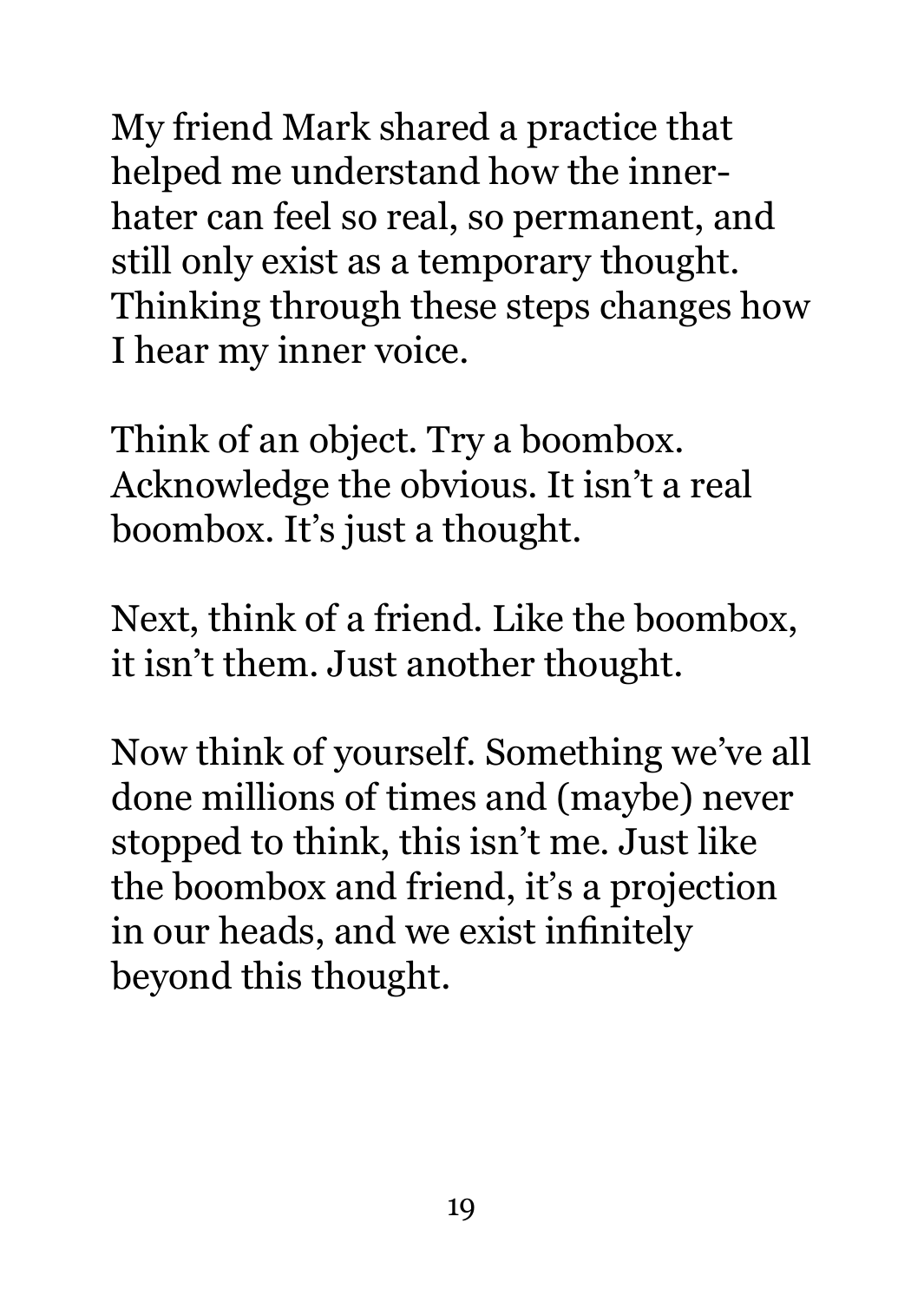My friend Mark shared a practice that helped me understand how the inner-hater can feel so real, so permanent, and still only exist as a temporary thought. Thinking through these steps changes how I hear my inner voice.

Think of an object. Try a boombox. Acknowledge the obvious. It isn't a real boombox. It's just a thought.

Next, think of a friend. Like the boombox, it isn't them. Just another thought.

Now think of yourself. Something we've all done millions of times and (maybe) never stopped to think, this isn't me. Just like the boombox and friend, it's a projection in our heads, and we exist infinitely beyond this thought.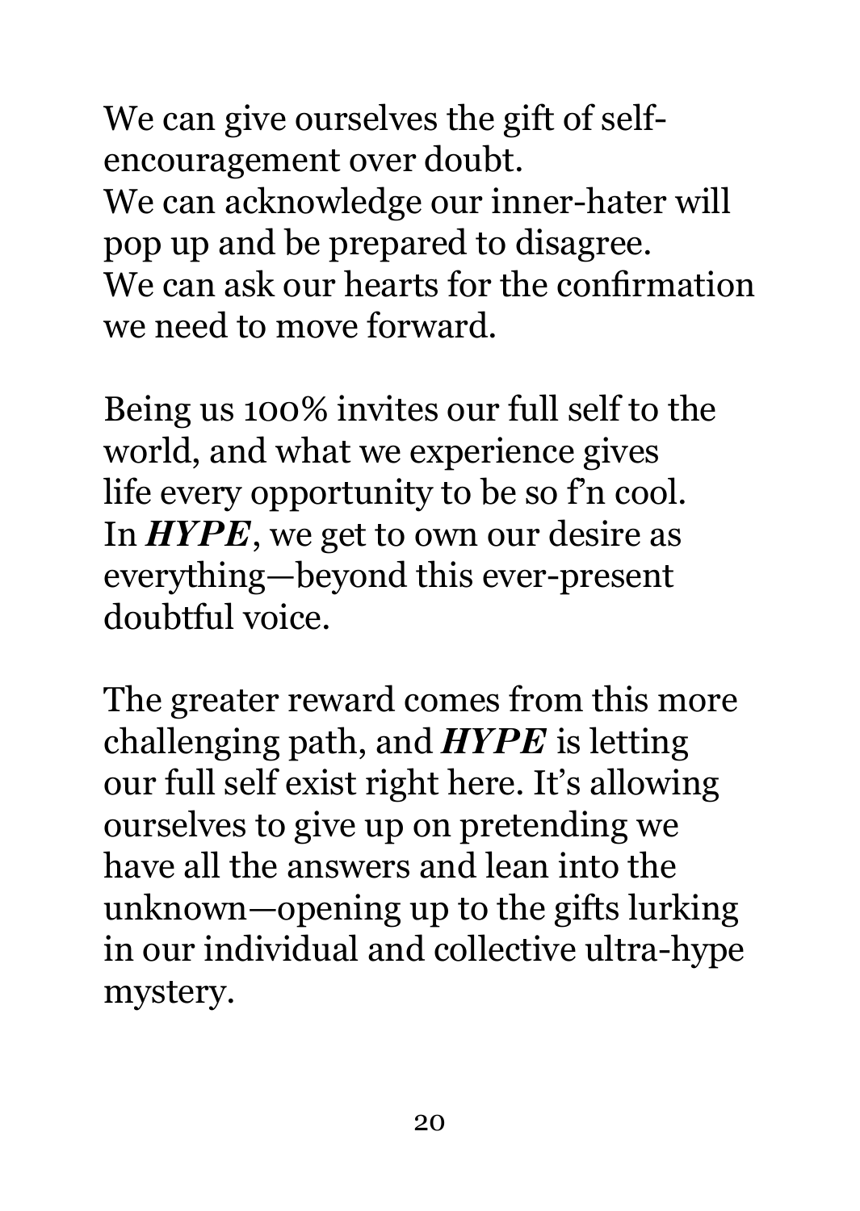We can give ourselves the gift of self-encouragement over doubt.
We can acknowledge our inner-hater will pop up and be prepared to disagree.
We can ask our hearts for the confirmation we need to move forward.

Being us 100% invites our full self to the world, and what we experience gives life every opportunity to be so f'n cool. In ***HYPE***, we get to own our desire as everything—beyond this ever-present doubtful voice.

The greater reward comes from this more challenging path, and ***HYPE*** is letting our full self exist right here. It's allowing ourselves to give up on pretending we have all the answers and lean into the unknown—opening up to the gifts lurking in our individual and collective ultra-hype mystery.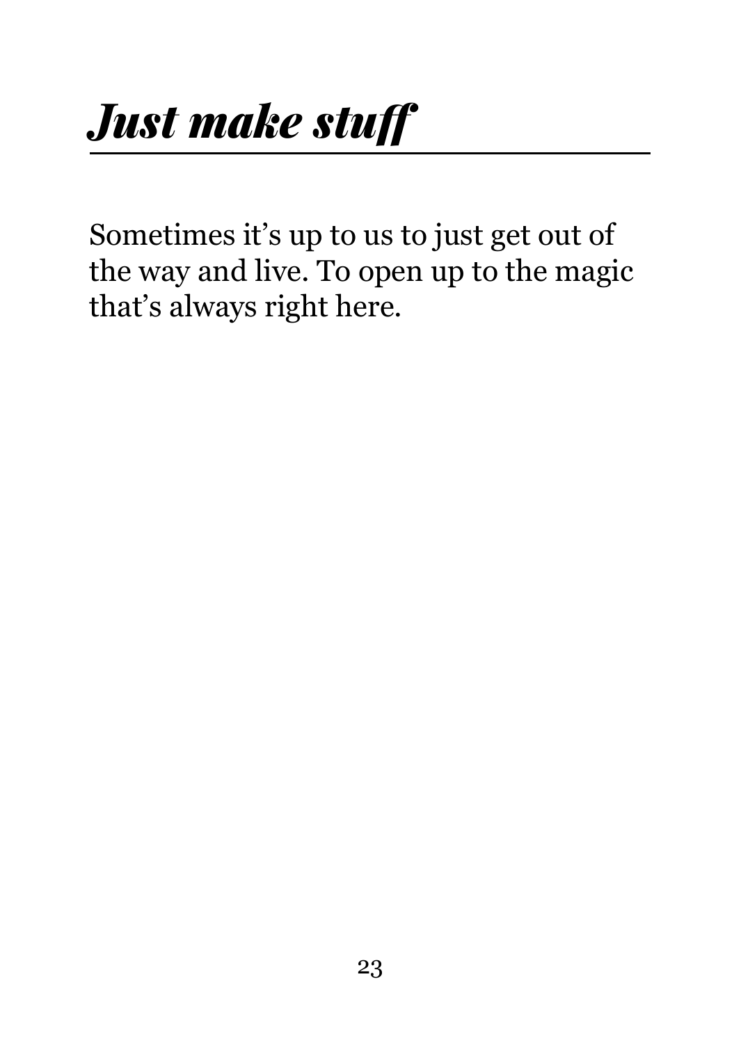# *Just make stuff*

Sometimes it's up to us to just get out of the way and live. To open up to the magic that's always right here.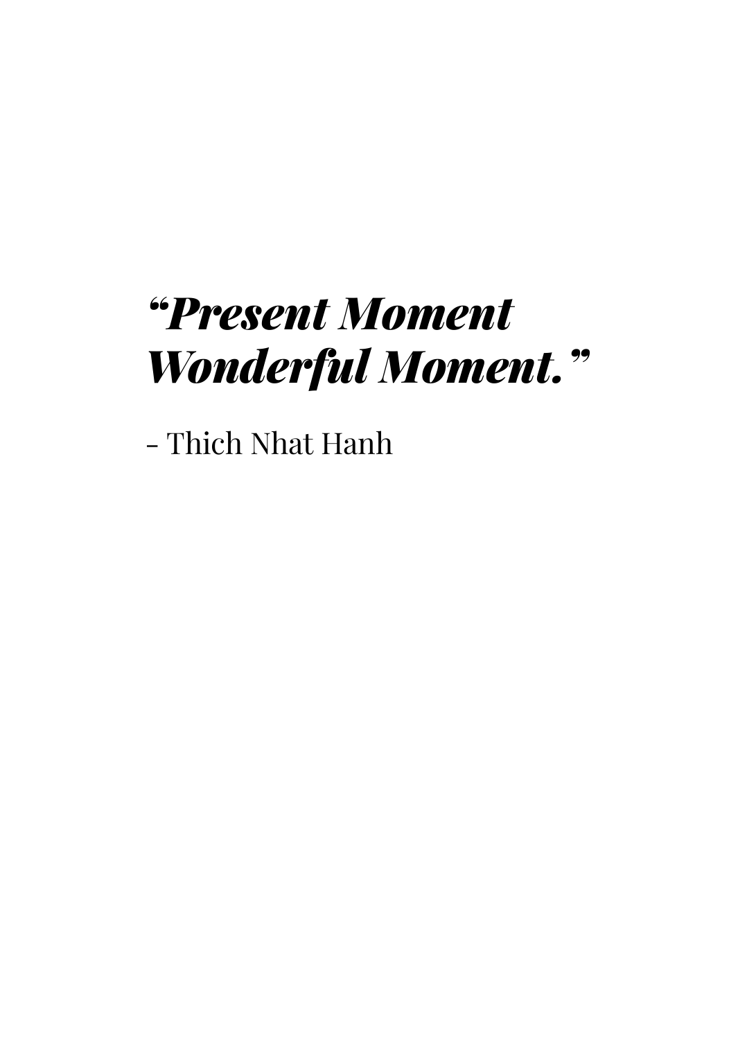***"Present Moment***
***Wonderful Moment."***

- Thich Nhat Hanh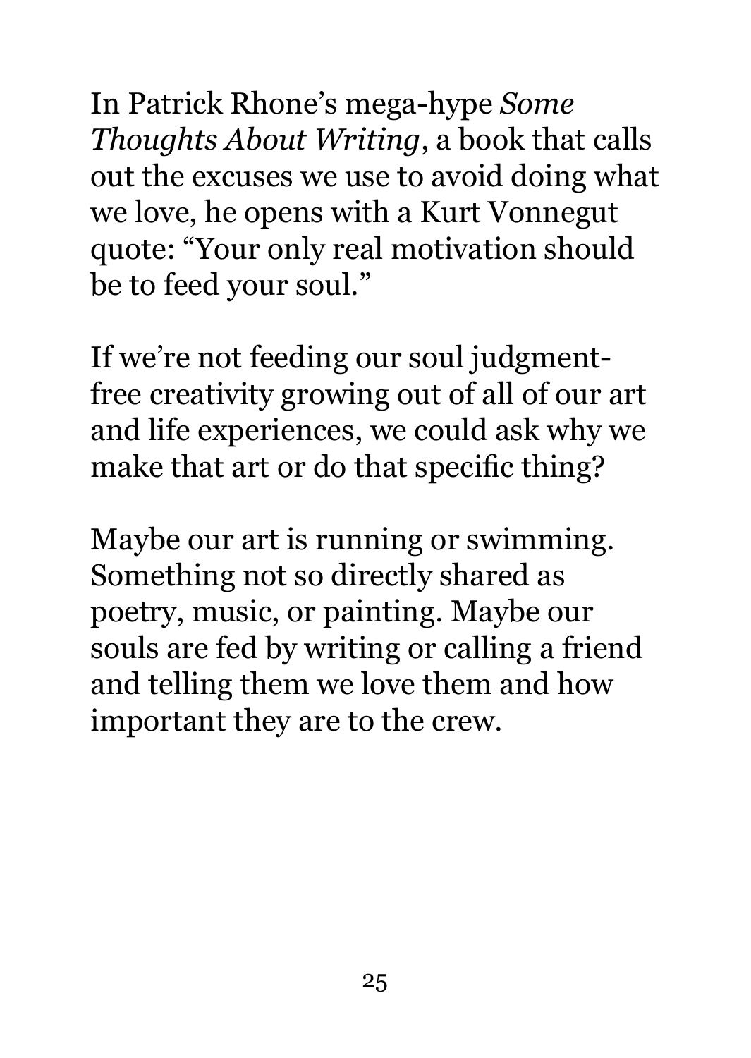In Patrick Rhone's mega-hype *Some Thoughts About Writing*, a book that calls out the excuses we use to avoid doing what we love, he opens with a Kurt Vonnegut quote: "Your only real motivation should be to feed your soul."

If we're not feeding our soul judgment-free creativity growing out of all of our art and life experiences, we could ask why we make that art or do that specific thing?

Maybe our art is running or swimming. Something not so directly shared as poetry, music, or painting. Maybe our souls are fed by writing or calling a friend and telling them we love them and how important they are to the crew.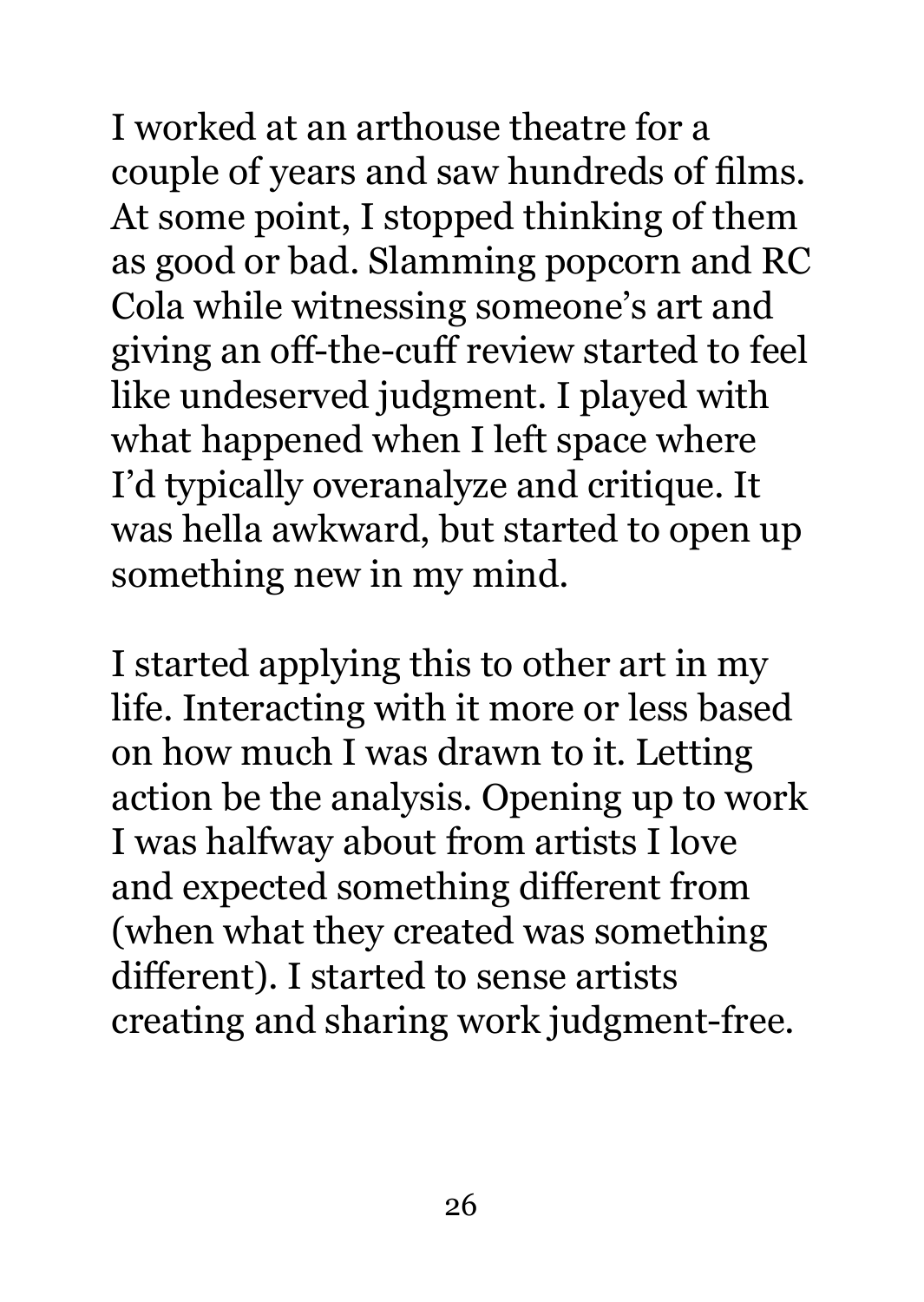I worked at an arthouse theatre for a couple of years and saw hundreds of films. At some point, I stopped thinking of them as good or bad. Slamming popcorn and RC Cola while witnessing someone's art and giving an off-the-cuff review started to feel like undeserved judgment. I played with what happened when I left space where I'd typically overanalyze and critique. It was hella awkward, but started to open up something new in my mind.

I started applying this to other art in my life. Interacting with it more or less based on how much I was drawn to it. Letting action be the analysis. Opening up to work I was halfway about from artists I love and expected something different from (when what they created was something different). I started to sense artists creating and sharing work judgment-free.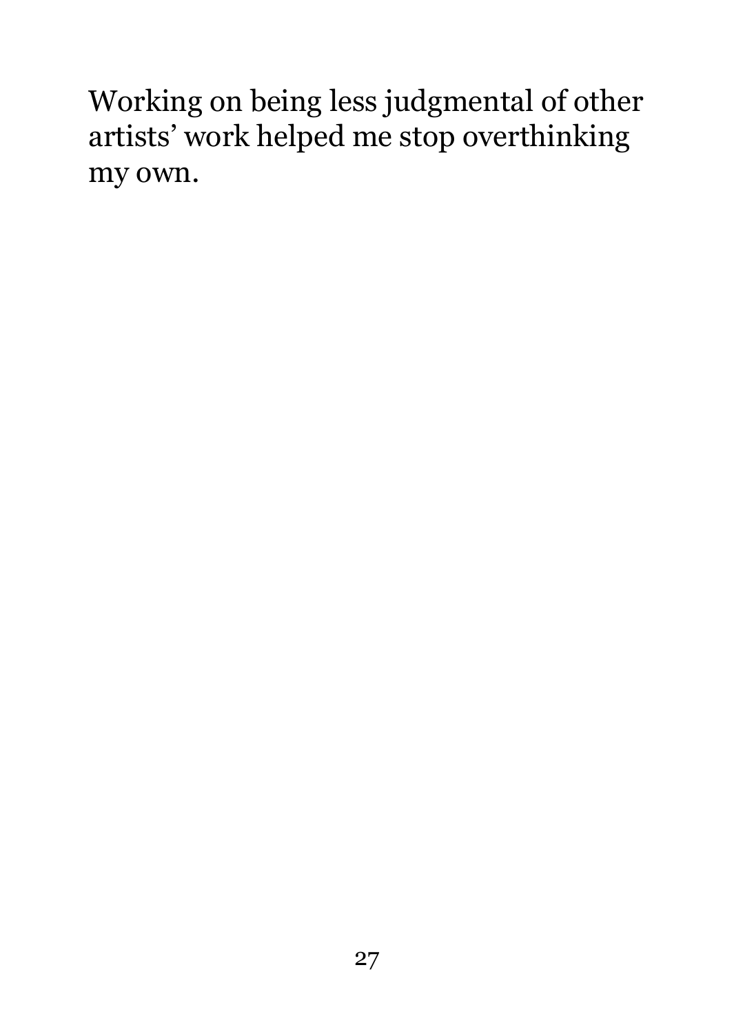Working on being less judgmental of other artists' work helped me stop overthinking my own.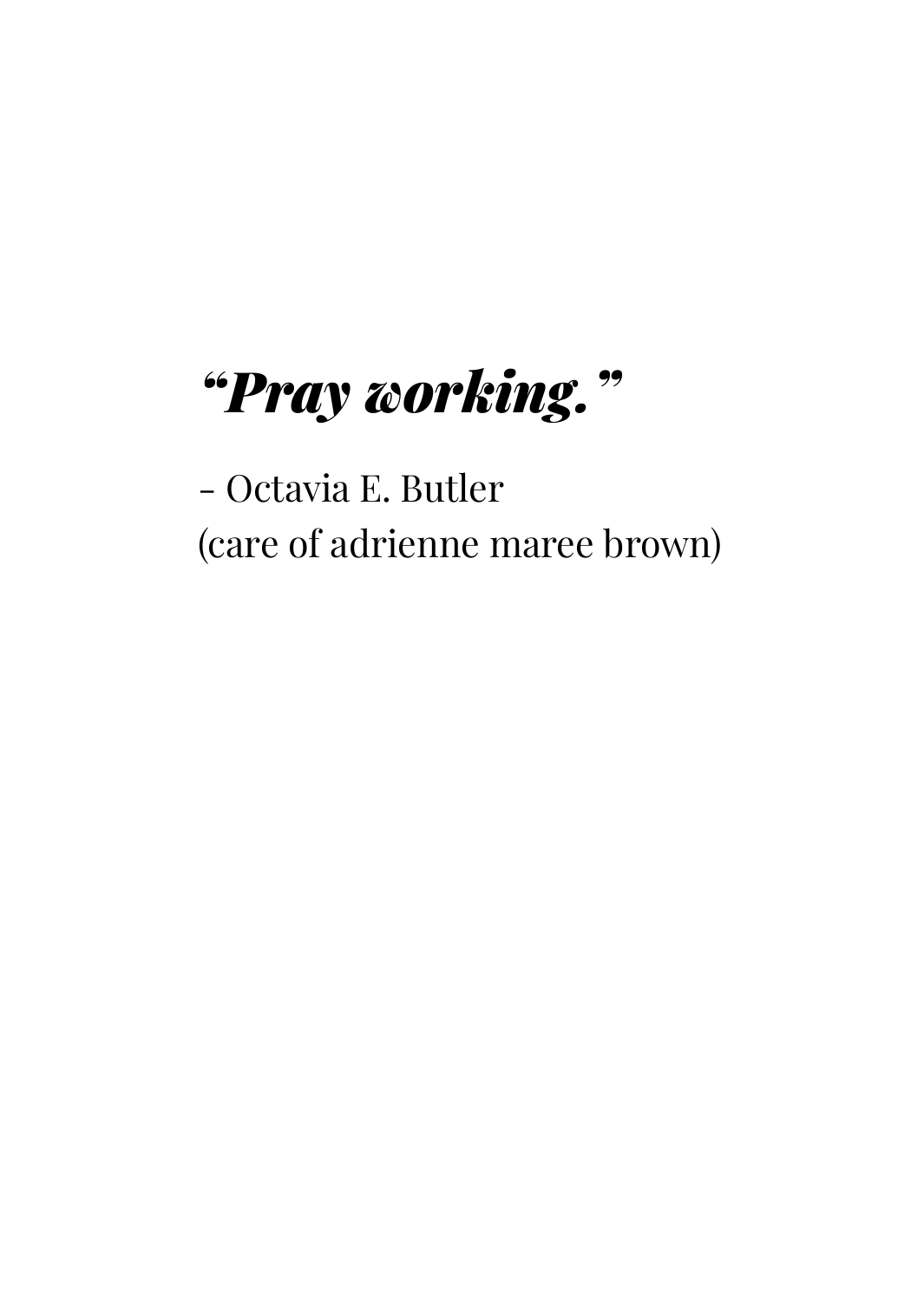***“Pray working.”***

- Octavia E. Butler
(care of adrienne maree brown)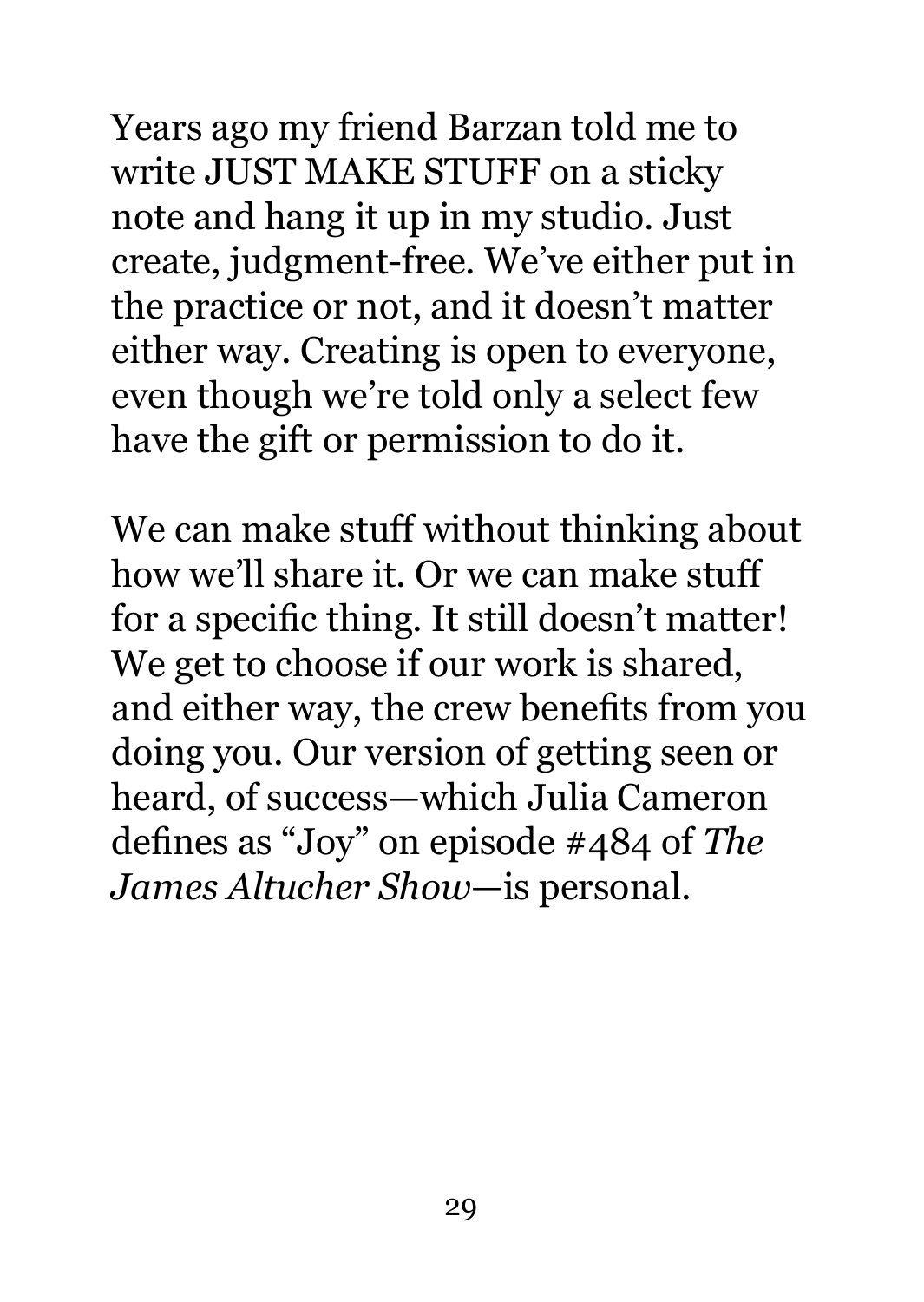Years ago my friend Barzan told me to write JUST MAKE STUFF on a sticky note and hang it up in my studio. Just create, judgment-free. We've either put in the practice or not, and it doesn't matter either way. Creating is open to everyone, even though we're told only a select few have the gift or permission to do it.

We can make stuff without thinking about how we'll share it. Or we can make stuff for a specific thing. It still doesn't matter! We get to choose if our work is shared, and either way, the crew benefits from you doing you. Our version of getting seen or heard, of success—which Julia Cameron defines as "Joy" on episode #484 of *The James Altucher Show*—is personal.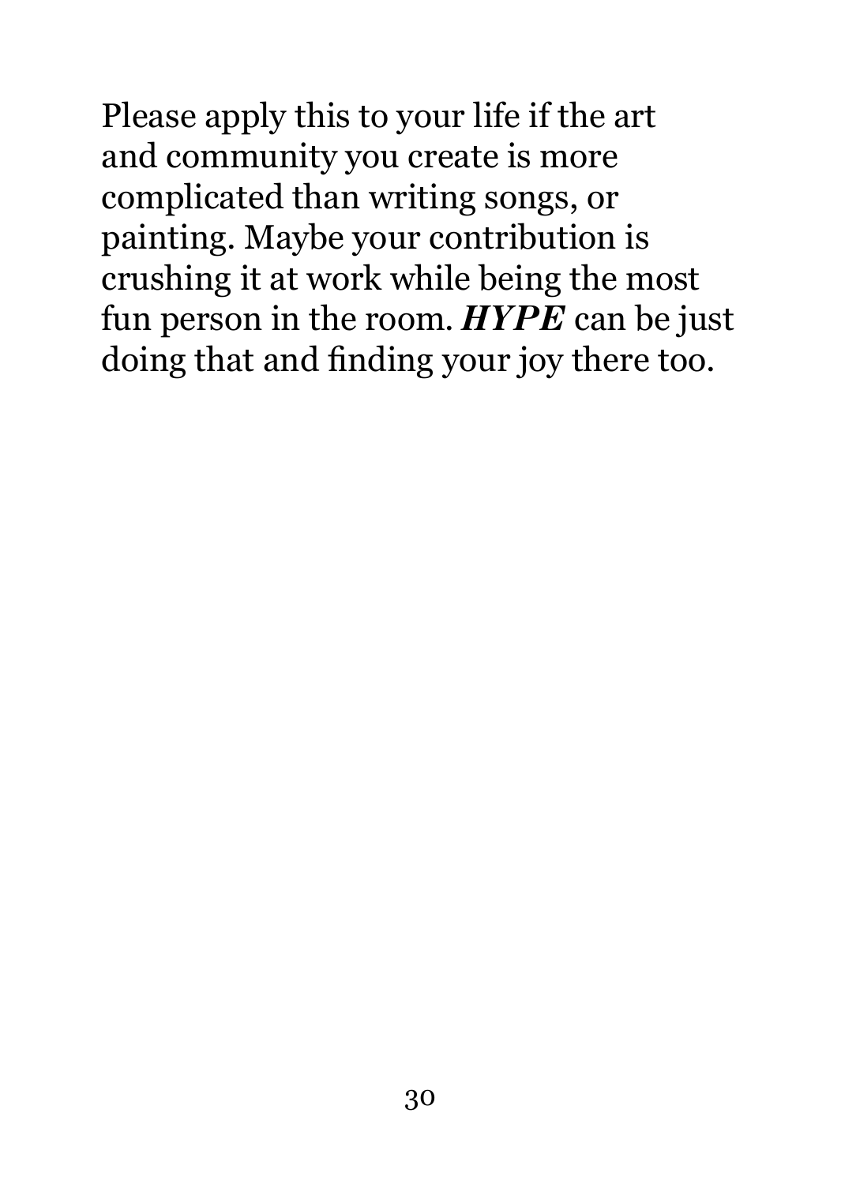Please apply this to your life if the art and community you create is more complicated than writing songs, or painting. Maybe your contribution is crushing it at work while being the most fun person in the room. ***HYPE*** can be just doing that and finding your joy there too.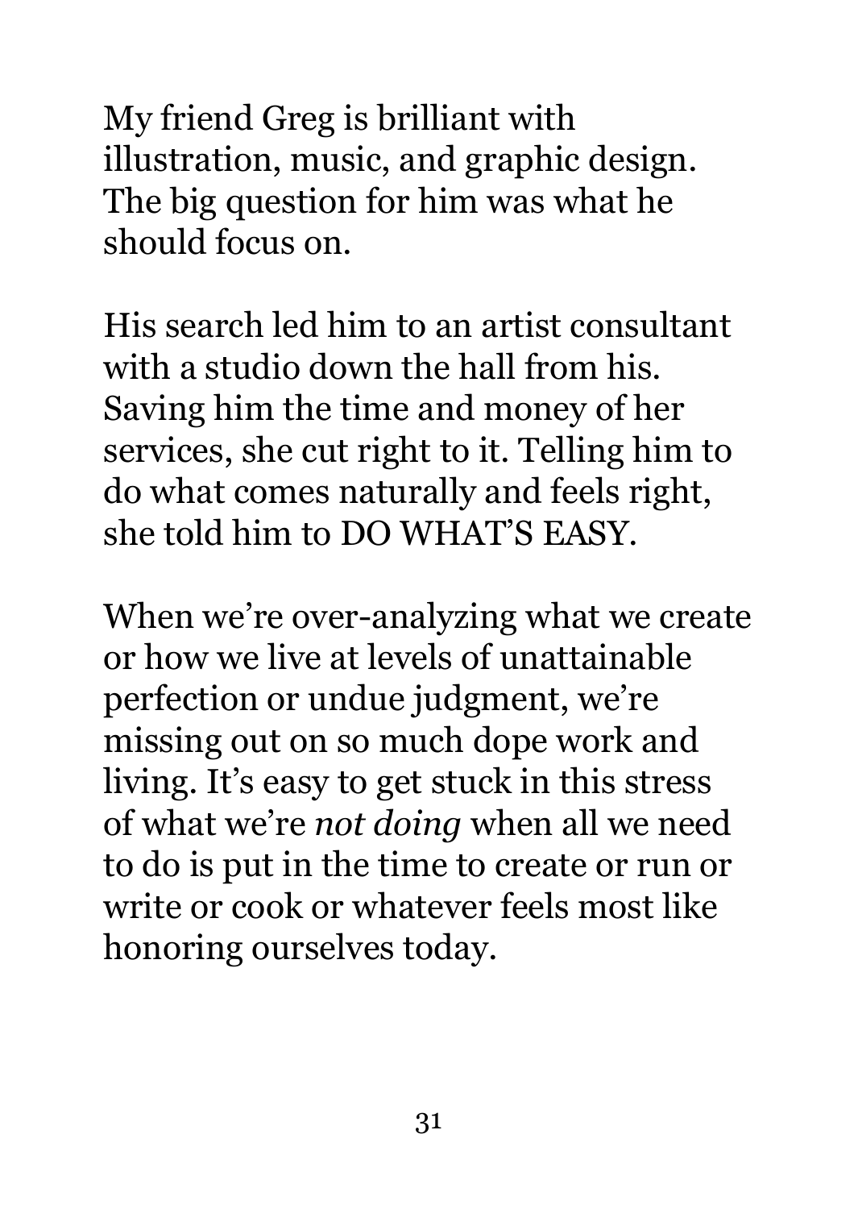My friend Greg is brilliant with illustration, music, and graphic design. The big question for him was what he should focus on.

His search led him to an artist consultant with a studio down the hall from his. Saving him the time and money of her services, she cut right to it. Telling him to do what comes naturally and feels right, she told him to DO WHAT'S EASY.

When we're over-analyzing what we create or how we live at levels of unattainable perfection or undue judgment, we're missing out on so much dope work and living. It's easy to get stuck in this stress of what we're *not doing* when all we need to do is put in the time to create or run or write or cook or whatever feels most like honoring ourselves today.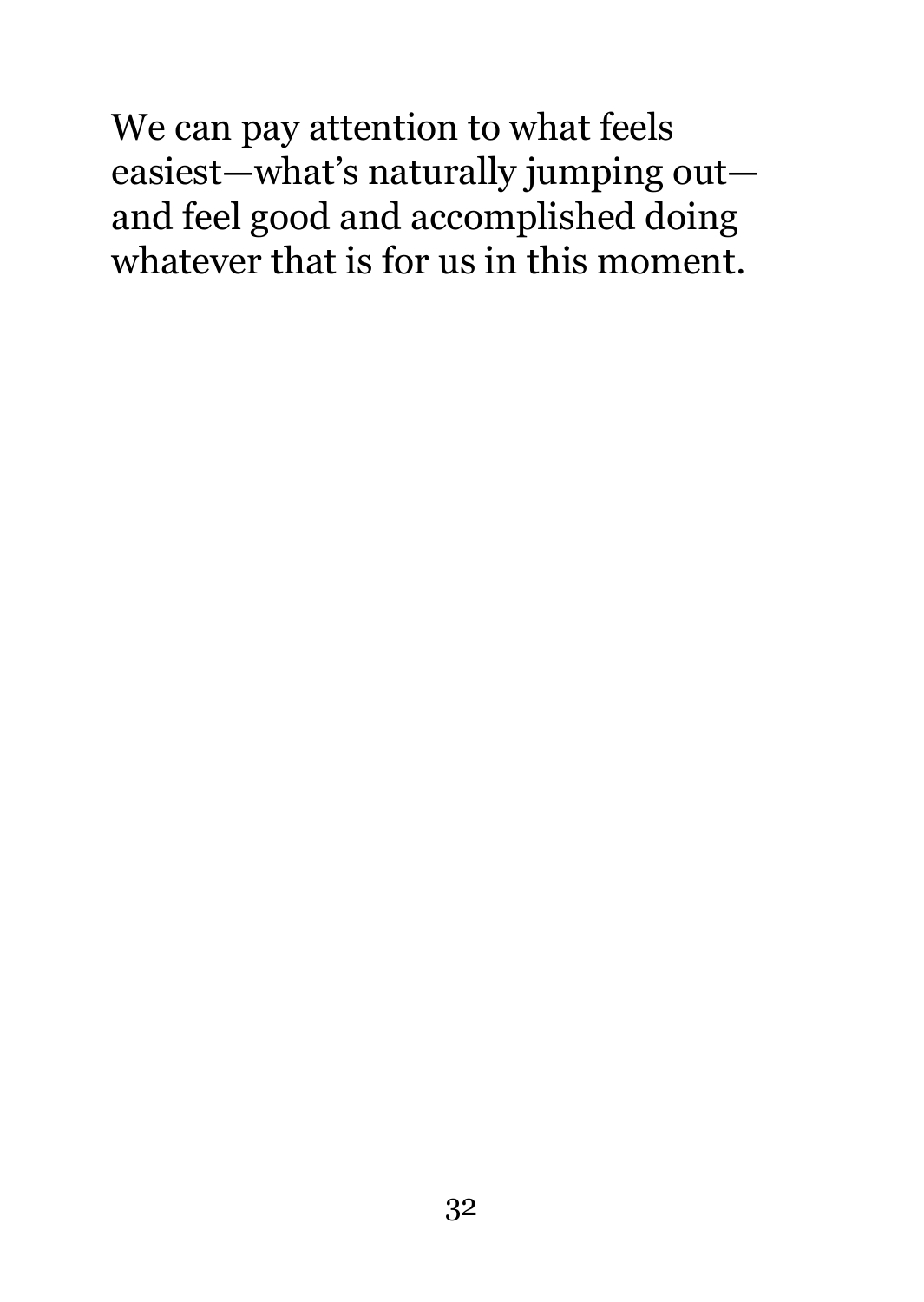We can pay attention to what feels easiest—what's naturally jumping out—and feel good and accomplished doing whatever that is for us in this moment.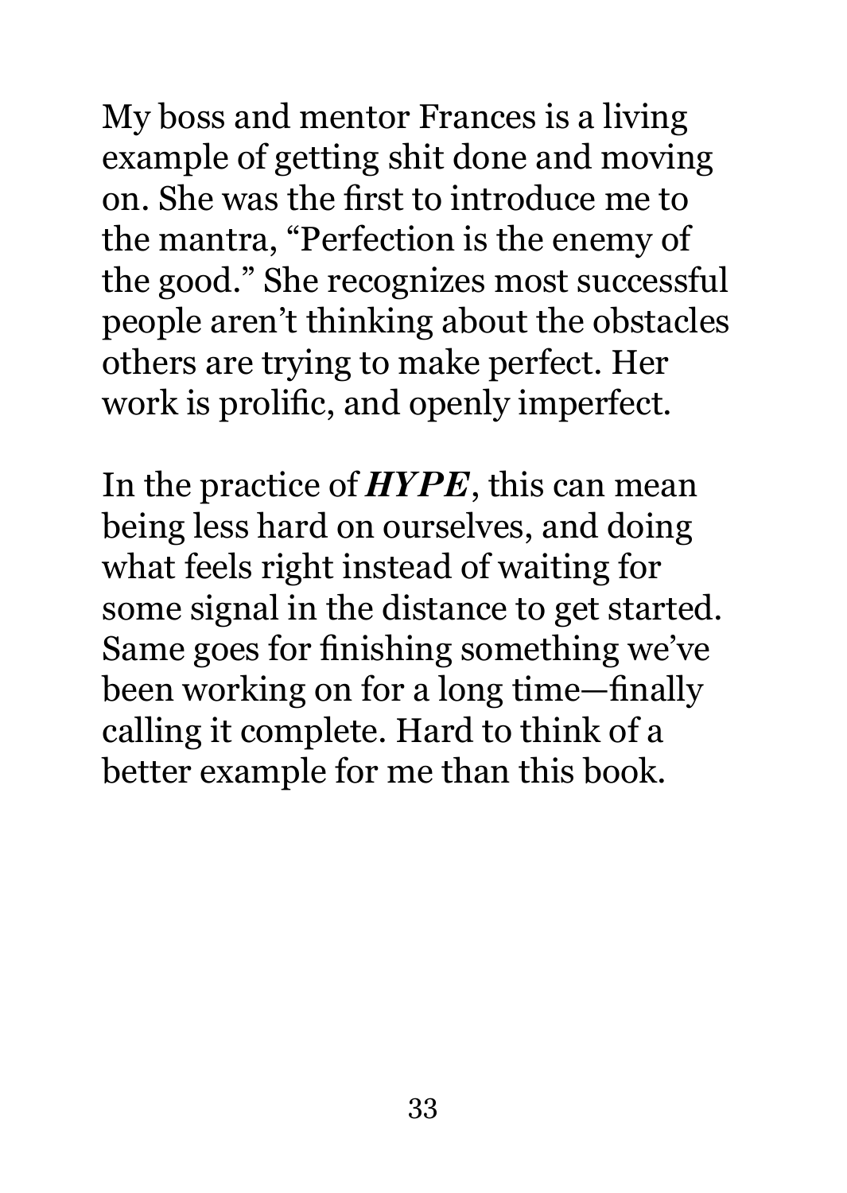My boss and mentor Frances is a living example of getting shit done and moving on. She was the first to introduce me to the mantra, “Perfection is the enemy of the good.” She recognizes most successful people aren’t thinking about the obstacles others are trying to make perfect. Her work is prolific, and openly imperfect.

In the practice of ***HYPE***, this can mean being less hard on ourselves, and doing what feels right instead of waiting for some signal in the distance to get started. Same goes for finishing something we’ve been working on for a long time—finally calling it complete. Hard to think of a better example for me than this book.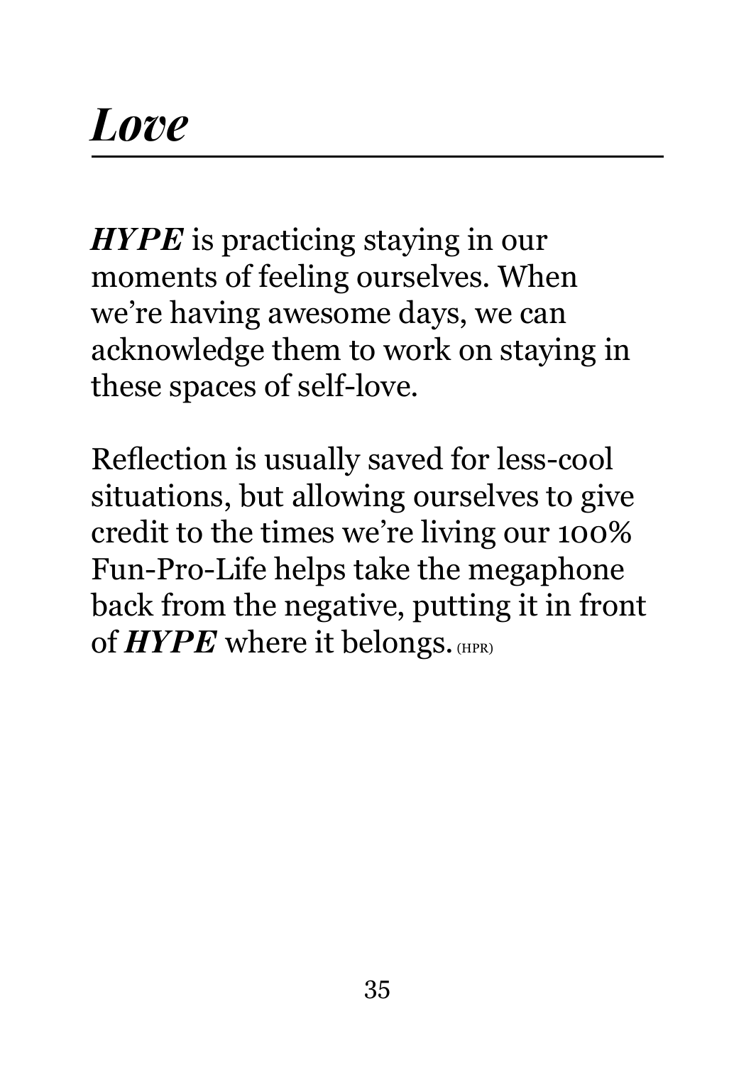# *Love*

***HYPE*** is practicing staying in our moments of feeling ourselves. When we're having awesome days, we can acknowledge them to work on staying in these spaces of self-love.

Reflection is usually saved for less-cool situations, but allowing ourselves to give credit to the times we're living our 100% Fun-Pro-Life helps take the megaphone back from the negative, putting it in front of ***HYPE*** where it belongs. (HPR)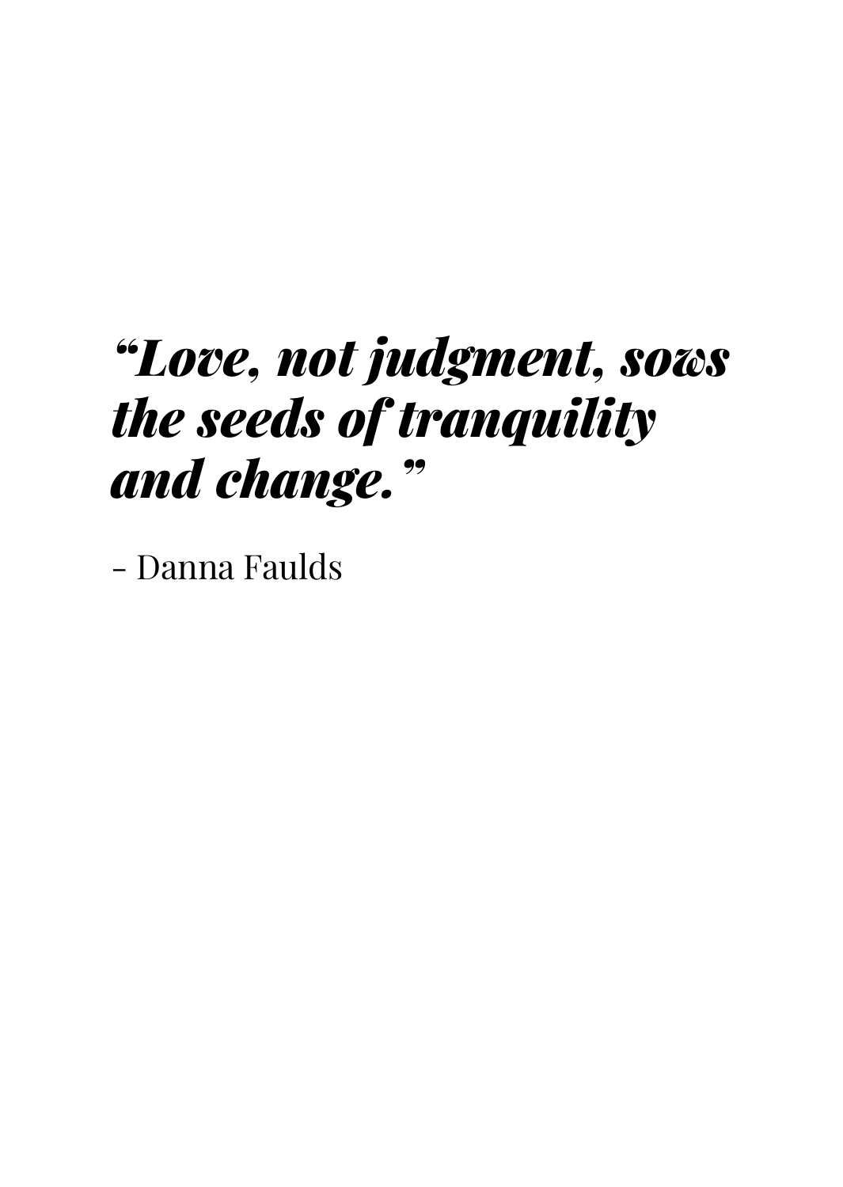***"Love, not judgment, sows the seeds of tranquility and change."***

- Danna Faulds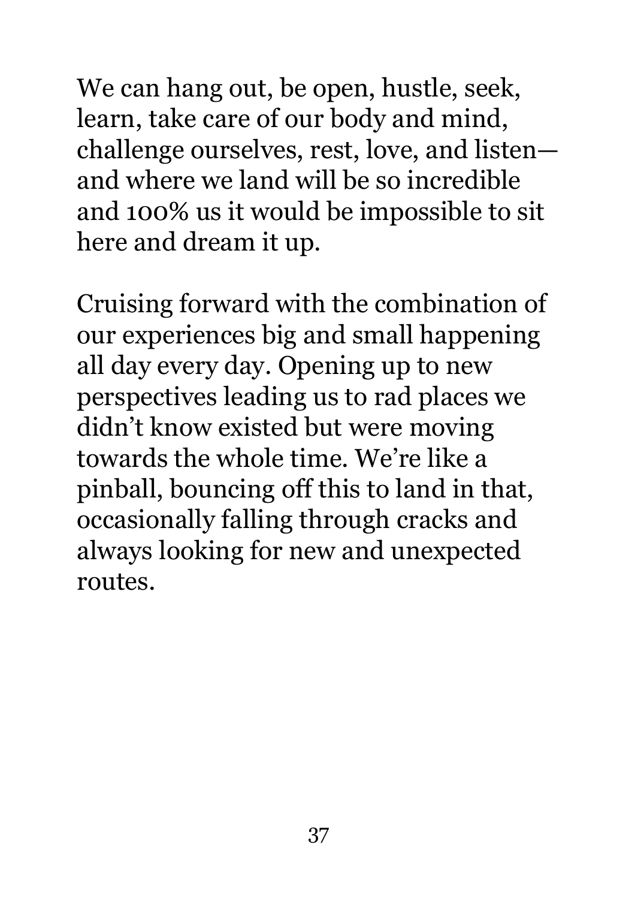We can hang out, be open, hustle, seek, learn, take care of our body and mind, challenge ourselves, rest, love, and listen—and where we land will be so incredible and 100% us it would be impossible to sit here and dream it up.

Cruising forward with the combination of our experiences big and small happening all day every day. Opening up to new perspectives leading us to rad places we didn't know existed but were moving towards the whole time. We're like a pinball, bouncing off this to land in that, occasionally falling through cracks and always looking for new and unexpected routes.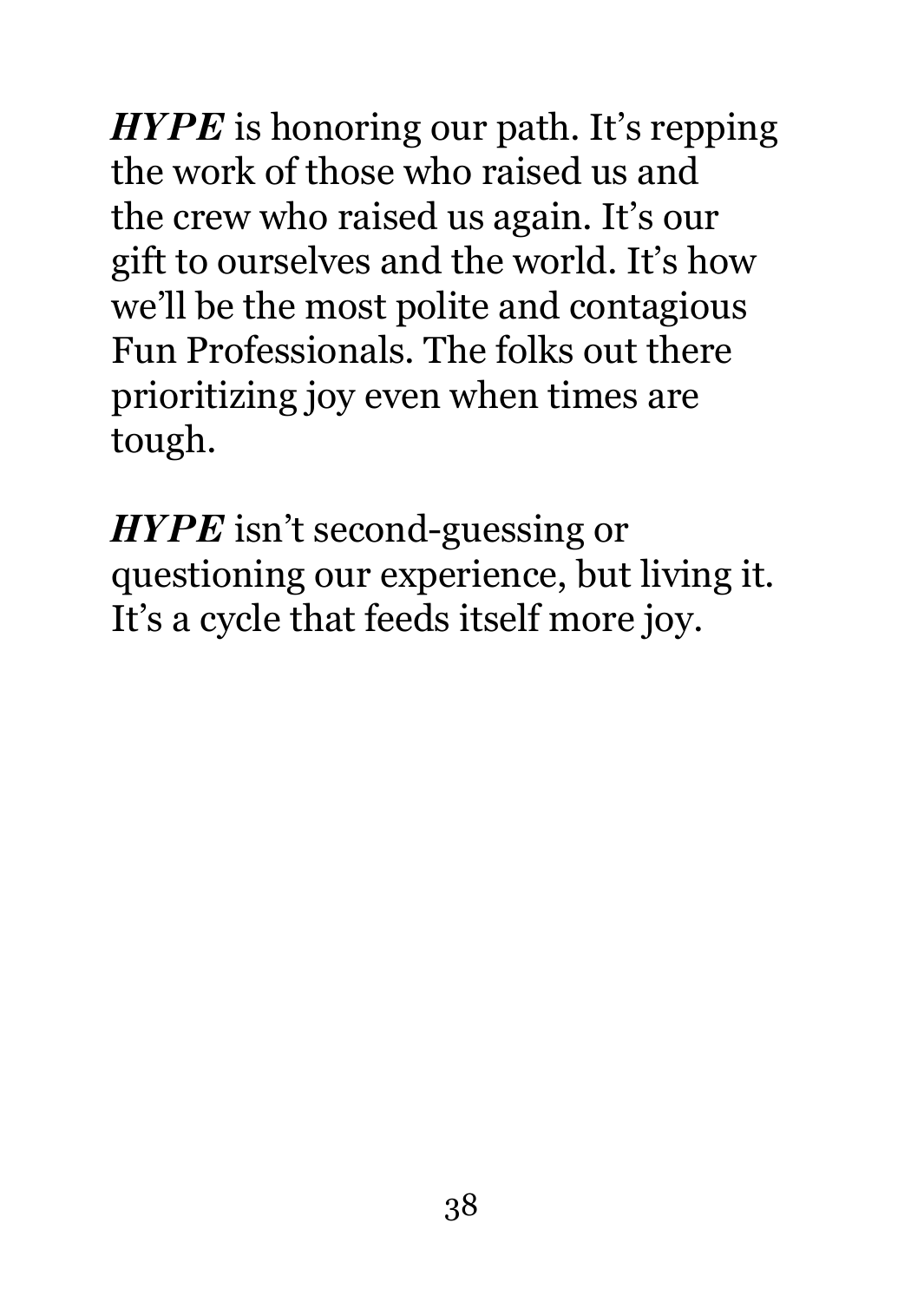***HYPE*** is honoring our path. It’s repping the work of those who raised us and the crew who raised us again. It’s our gift to ourselves and the world. It’s how we’ll be the most polite and contagious Fun Professionals. The folks out there prioritizing joy even when times are tough.

***HYPE*** isn’t second-guessing or questioning our experience, but living it. It’s a cycle that feeds itself more joy.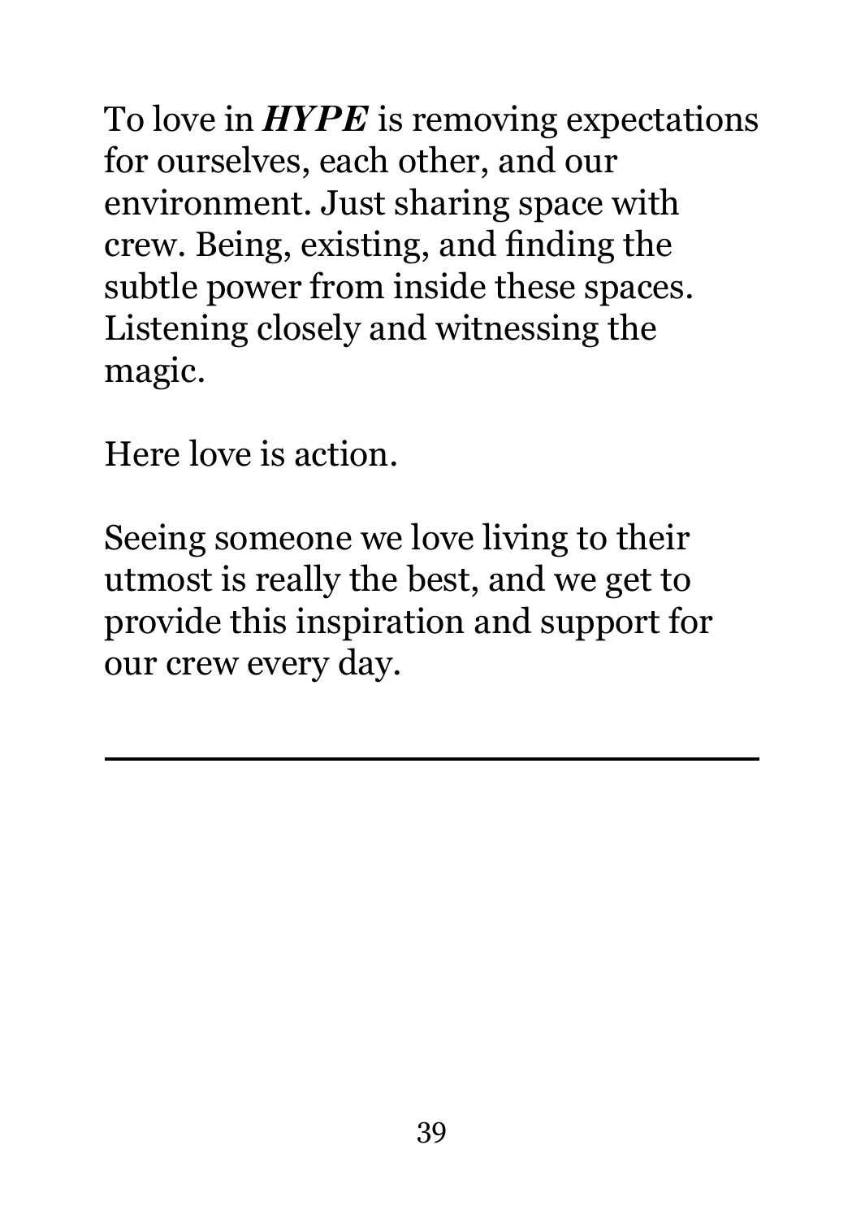To love in ***HYPE*** is removing expectations for ourselves, each other, and our environment. Just sharing space with crew. Being, existing, and finding the subtle power from inside these spaces. Listening closely and witnessing the magic.

Here love is action.

Seeing someone we love living to their utmost is really the best, and we get to provide this inspiration and support for our crew every day.

---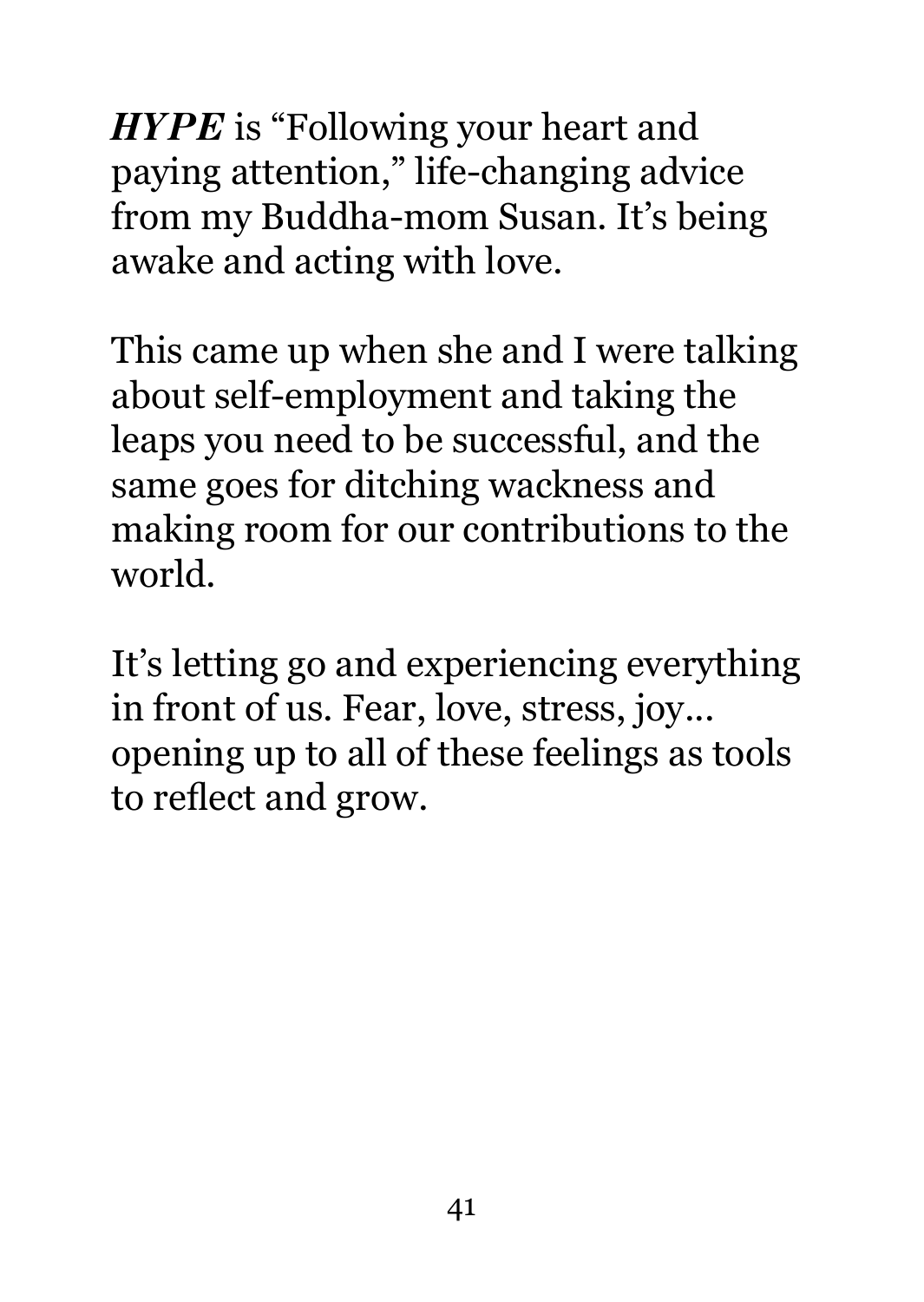***HYPE*** is “Following your heart and paying attention,” life-changing advice from my Buddha-mom Susan. It’s being awake and acting with love.

This came up when she and I were talking about self-employment and taking the leaps you need to be successful, and the same goes for ditching wackness and making room for our contributions to the world.

It’s letting go and experiencing everything in front of us. Fear, love, stress, joy... opening up to all of these feelings as tools to reflect and grow.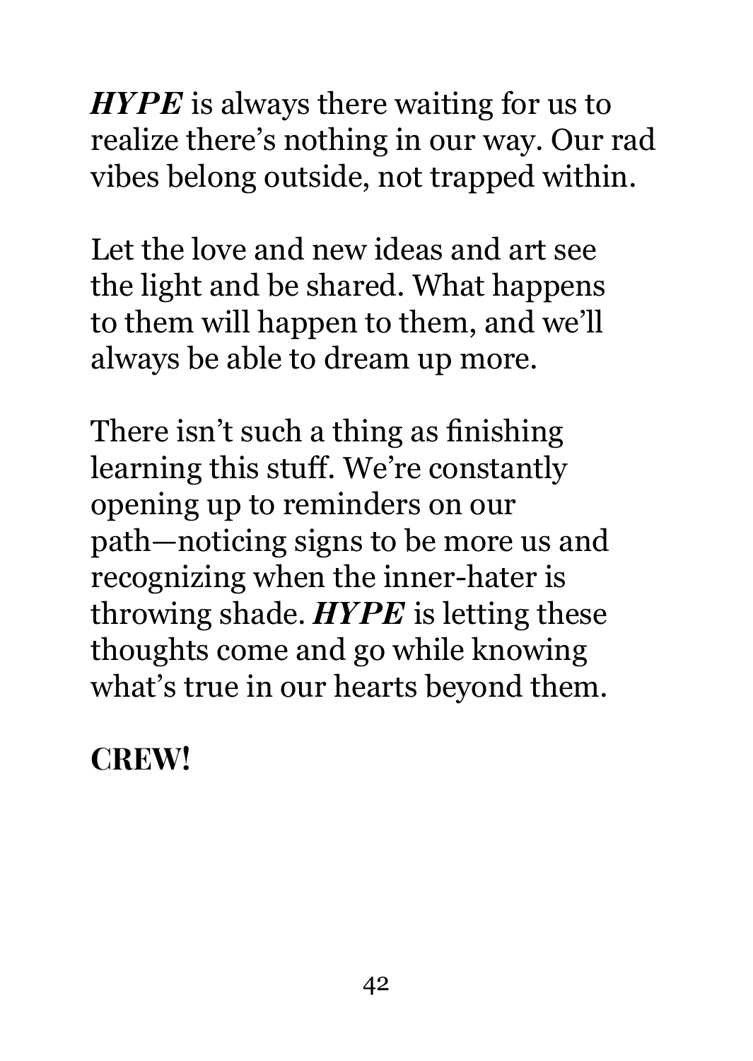***HYPE*** is always there waiting for us to realize there's nothing in our way. Our rad vibes belong outside, not trapped within.

Let the love and new ideas and art see the light and be shared. What happens to them will happen to them, and we'll always be able to dream up more.

There isn't such a thing as finishing learning this stuff. We're constantly opening up to reminders on our path—noticing signs to be more us and recognizing when the inner-hater is throwing shade. ***HYPE*** is letting these thoughts come and go while knowing what's true in our hearts beyond them.

**CREW!**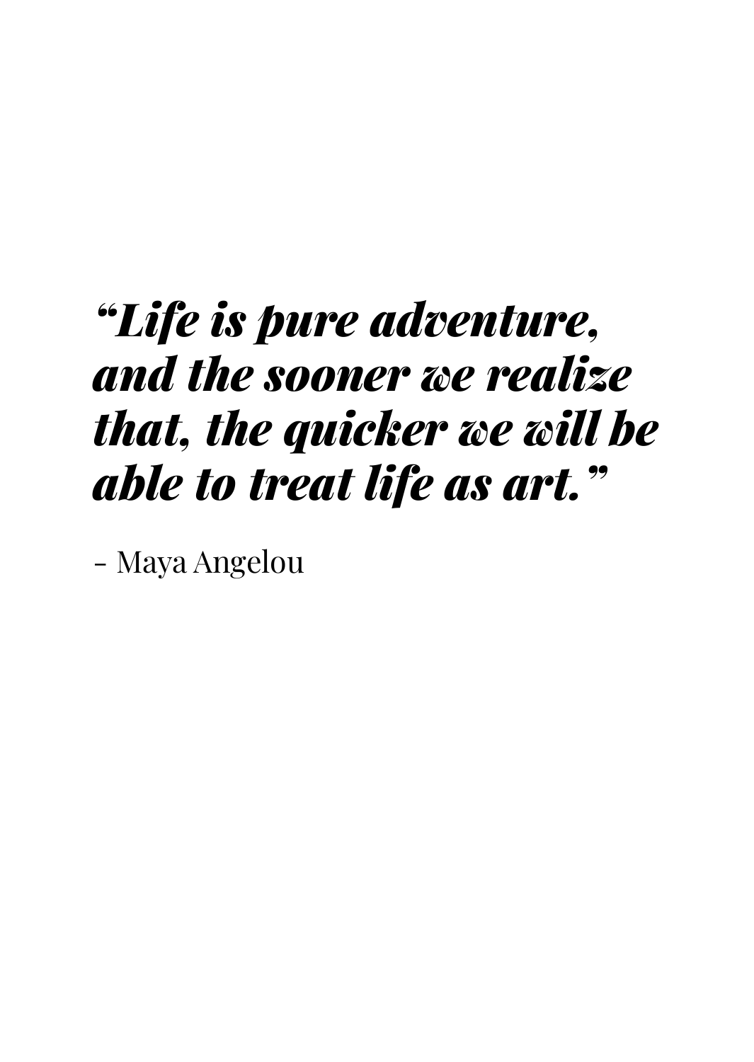***"Life is pure adventure, and the sooner we realize that, the quicker we will be able to treat life as art."***

- Maya Angelou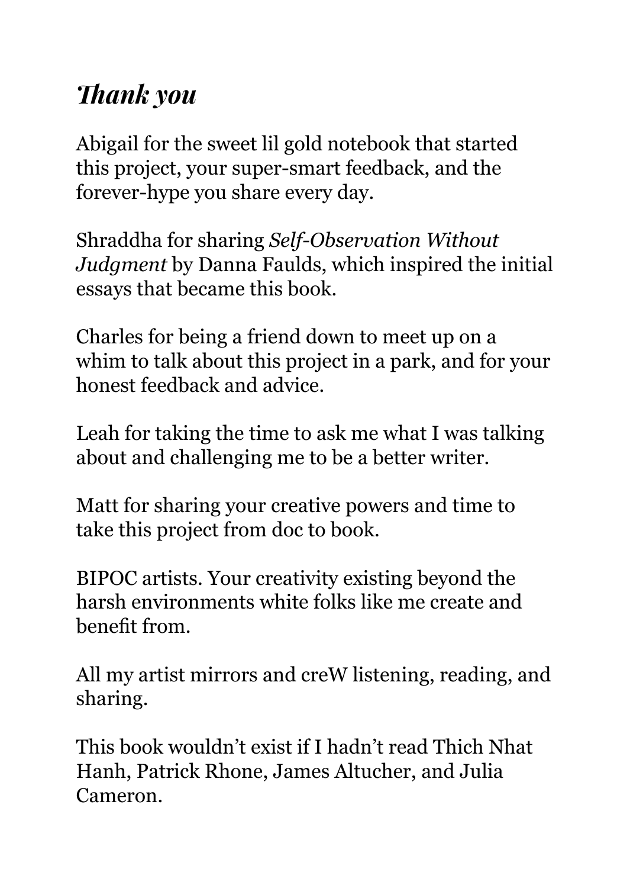## *Thank you*

Abigail for the sweet lil gold notebook that started this project, your super-smart feedback, and the forever-hype you share every day.

Shraddha for sharing *Self-Observation Without Judgment* by Danna Faulds, which inspired the initial essays that became this book.

Charles for being a friend down to meet up on a whim to talk about this project in a park, and for your honest feedback and advice.

Leah for taking the time to ask me what I was talking about and challenging me to be a better writer.

Matt for sharing your creative powers and time to take this project from doc to book.

BIPOC artists. Your creativity existing beyond the harsh environments white folks like me create and benefit from.

All my artist mirrors and creW listening, reading, and sharing.

This book wouldn't exist if I hadn't read Thich Nhat Hanh, Patrick Rhone, James Altucher, and Julia Cameron.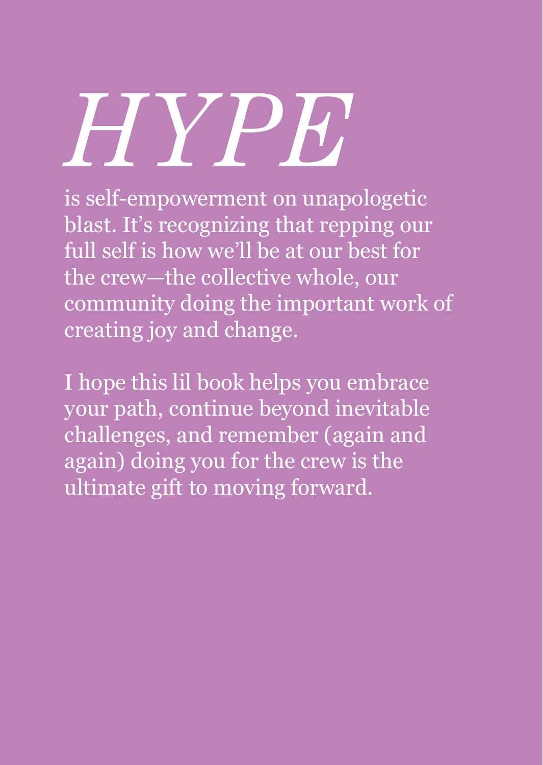# *HYPE*

is self-empowerment on unapologetic blast. It's recognizing that repping our full self is how we'll be at our best for the crew—the collective whole, our community doing the important work of creating joy and change.

I hope this lil book helps you embrace your path, continue beyond inevitable challenges, and remember (again and again) doing you for the crew is the ultimate gift to moving forward.